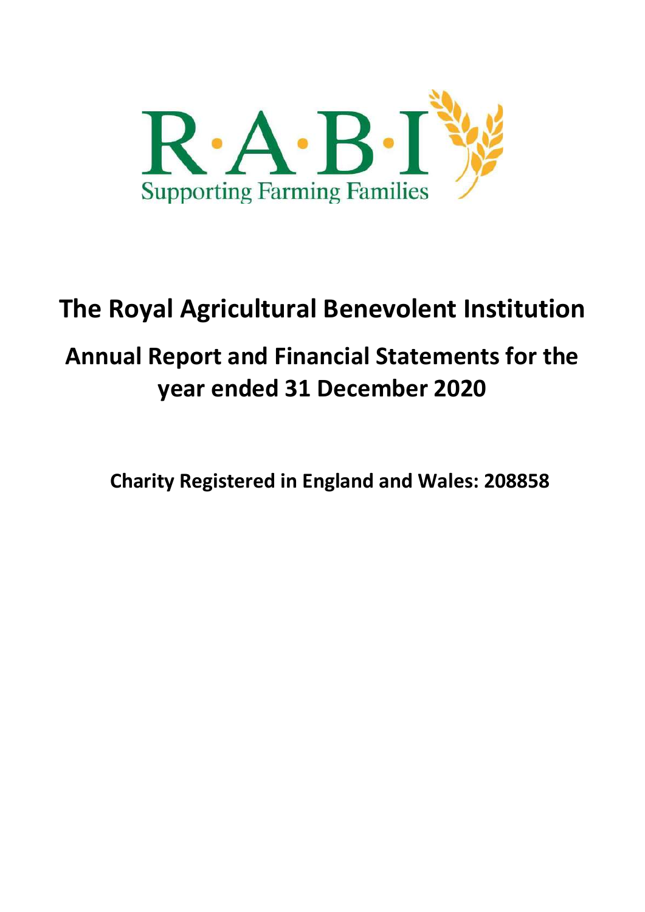R·A·B·I

Supporting Farming Families

# The Royal Agricultural Benevolent Institution

## Annual Report and Financial Statements for the year ended 31 December 2020

**Charity Registered in England and Wales: 208858**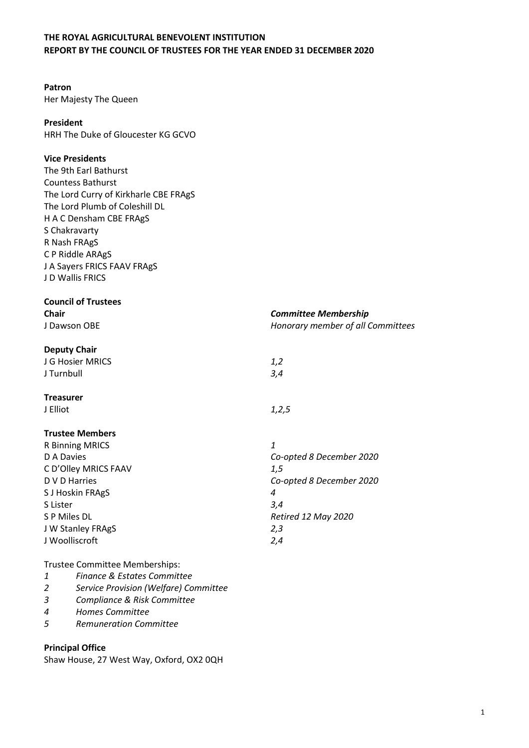**THE ROYAL AGRICULTURAL BENEVOLENT INSTITUTION**
**REPORT BY THE COUNCIL OF TRUSTEES FOR THE YEAR ENDED 31 DECEMBER 2020**

**Patron**
Her Majesty The Queen

**President**
HRH The Duke of Gloucester KG GCVO

**Vice Presidents**
The 9th Earl Bathurst
Countess Bathurst
The Lord Curry of Kirkharle CBE FRAgS
The Lord Plumb of Coleshill DL
H A C Densham CBE FRAgS
S Chakravarty
R Nash FRAgS
C P Riddle ARAgS
J A Sayers FRICS FAAV FRAgS
J D Wallis FRICS

**Council of Trustees**

| | |
|---|---|
| **Chair** | ***Committee Membership*** |
| J Dawson OBE | *Honorary member of all Committees* |
| | |
| **Deputy Chair** | |
| J G Hosier MRICS | *1,2* |
| J Turnbull | *3,4* |
| | |
| **Treasurer** | |
| J Elliot | *1,2,5* |
| | |
| **Trustee Members** | |
| R Binning MRICS | *1* |
| D A Davies | *Co-opted 8 December 2020* |
| C D'Olley MRICS FAAV | *1,5* |
| D V D Harries | *Co-opted 8 December 2020* |
| S J Hoskin FRAgS | *4* |
| S Lister | *3,4* |
| S P Miles DL | *Retired 12 May 2020* |
| J W Stanley FRAgS | *2,3* |
| J Woolliscroft | *2,4* |

Trustee Committee Memberships:

1. *Finance & Estates Committee*
2. *Service Provision (Welfare) Committee*
3. *Compliance & Risk Committee*
4. *Homes Committee*
5. *Remuneration Committee*

**Principal Office**
Shaw House, 27 West Way, Oxford, OX2 0QH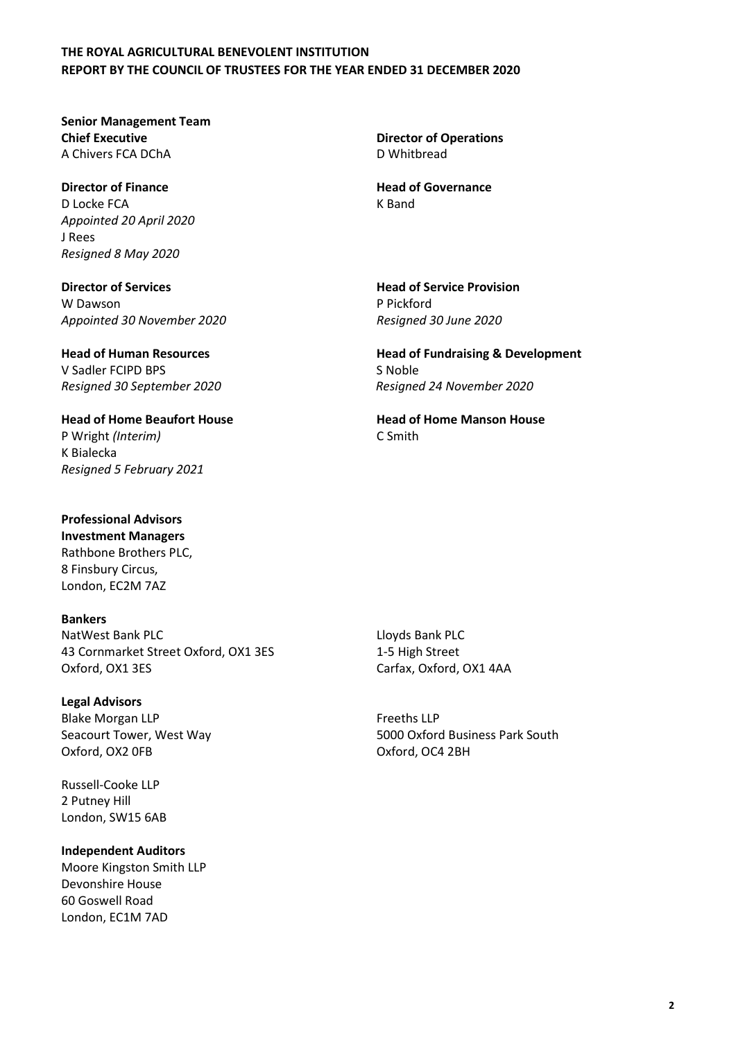**Senior Management Team**

**Chief Executive**
A Chivers FCA DChA

**Director of Operations**
D Whitbread

**Director of Finance**
D Locke FCA
*Appointed 20 April 2020*
J Rees
*Resigned 8 May 2020*

**Head of Governance**
K Band

**Director of Services**
W Dawson
*Appointed 30 November 2020*

**Head of Service Provision**
P Pickford
*Resigned 30 June 2020*

**Head of Human Resources**
V Sadler FCIPD BPS
*Resigned 30 September 2020*

**Head of Fundraising & Development**
S Noble
*Resigned 24 November 2020*

**Head of Home Beaufort House**
P Wright *(Interim)*
K Bialecka
*Resigned 5 February 2021*

**Head of Home Manson House**
C Smith

**Professional Advisors**

**Investment Managers**
Rathbone Brothers PLC,
8 Finsbury Circus,
London, EC2M 7AZ

**Bankers**
NatWest Bank PLC
43 Cornmarket Street Oxford, OX1 3ES
Oxford, OX1 3ES

Lloyds Bank PLC
1-5 High Street
Carfax, Oxford, OX1 4AA

**Legal Advisors**
Blake Morgan LLP
Seacourt Tower, West Way
Oxford, OX2 0FB

Freeths LLP
5000 Oxford Business Park South
Oxford, OC4 2BH

Russell-Cooke LLP
2 Putney Hill
London, SW15 6AB

**Independent Auditors**
Moore Kingston Smith LLP
Devonshire House
60 Goswell Road
London, EC1M 7AD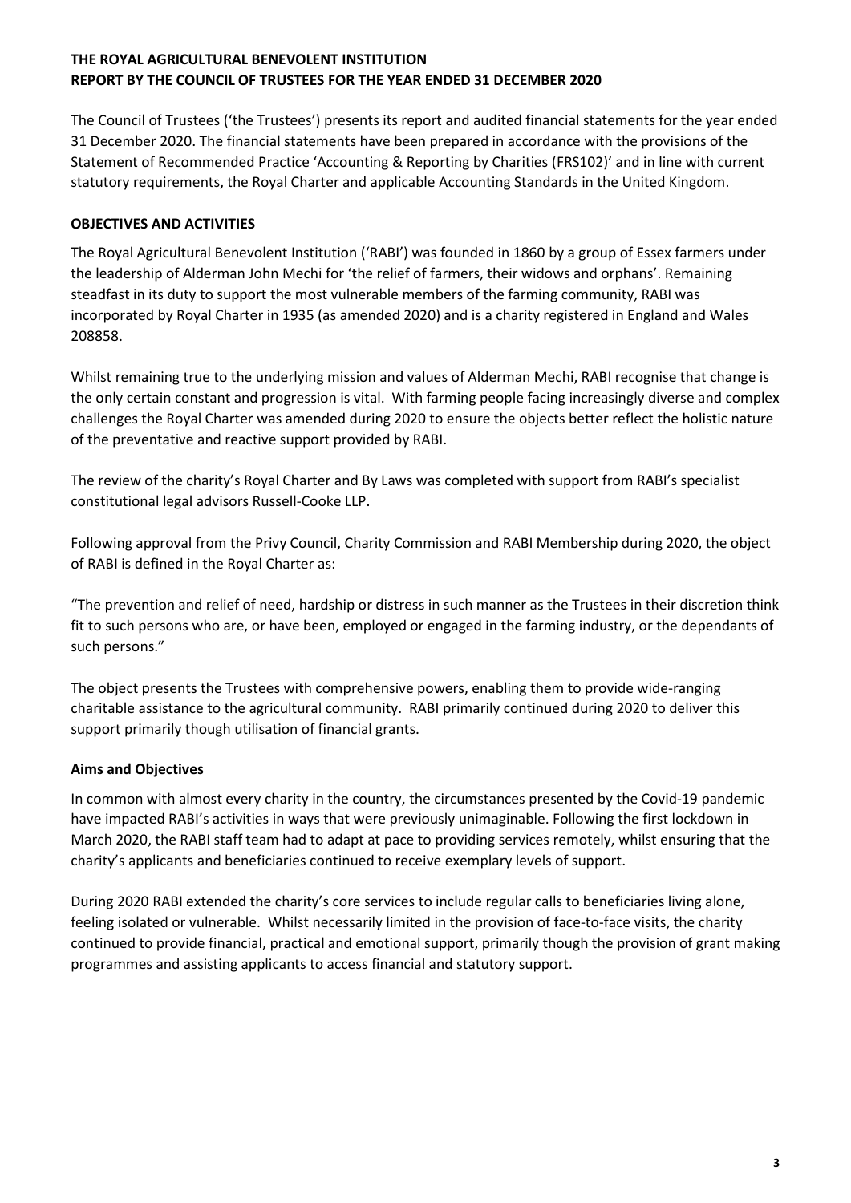**THE ROYAL AGRICULTURAL BENEVOLENT INSTITUTION**
**REPORT BY THE COUNCIL OF TRUSTEES FOR THE YEAR ENDED 31 DECEMBER 2020**

The Council of Trustees ('the Trustees') presents its report and audited financial statements for the year ended 31 December 2020. The financial statements have been prepared in accordance with the provisions of the Statement of Recommended Practice 'Accounting & Reporting by Charities (FRS102)' and in line with current statutory requirements, the Royal Charter and applicable Accounting Standards in the United Kingdom.

## OBJECTIVES AND ACTIVITIES

The Royal Agricultural Benevolent Institution ('RABI') was founded in 1860 by a group of Essex farmers under the leadership of Alderman John Mechi for 'the relief of farmers, their widows and orphans'. Remaining steadfast in its duty to support the most vulnerable members of the farming community, RABI was incorporated by Royal Charter in 1935 (as amended 2020) and is a charity registered in England and Wales 208858.

Whilst remaining true to the underlying mission and values of Alderman Mechi, RABI recognise that change is the only certain constant and progression is vital. With farming people facing increasingly diverse and complex challenges the Royal Charter was amended during 2020 to ensure the objects better reflect the holistic nature of the preventative and reactive support provided by RABI.

The review of the charity's Royal Charter and By Laws was completed with support from RABI's specialist constitutional legal advisors Russell-Cooke LLP.

Following approval from the Privy Council, Charity Commission and RABI Membership during 2020, the object of RABI is defined in the Royal Charter as:

"The prevention and relief of need, hardship or distress in such manner as the Trustees in their discretion think fit to such persons who are, or have been, employed or engaged in the farming industry, or the dependants of such persons."

The object presents the Trustees with comprehensive powers, enabling them to provide wide-ranging charitable assistance to the agricultural community. RABI primarily continued during 2020 to deliver this support primarily though utilisation of financial grants.

### Aims and Objectives

In common with almost every charity in the country, the circumstances presented by the Covid-19 pandemic have impacted RABI's activities in ways that were previously unimaginable. Following the first lockdown in March 2020, the RABI staff team had to adapt at pace to providing services remotely, whilst ensuring that the charity's applicants and beneficiaries continued to receive exemplary levels of support.

During 2020 RABI extended the charity's core services to include regular calls to beneficiaries living alone, feeling isolated or vulnerable. Whilst necessarily limited in the provision of face-to-face visits, the charity continued to provide financial, practical and emotional support, primarily though the provision of grant making programmes and assisting applicants to access financial and statutory support.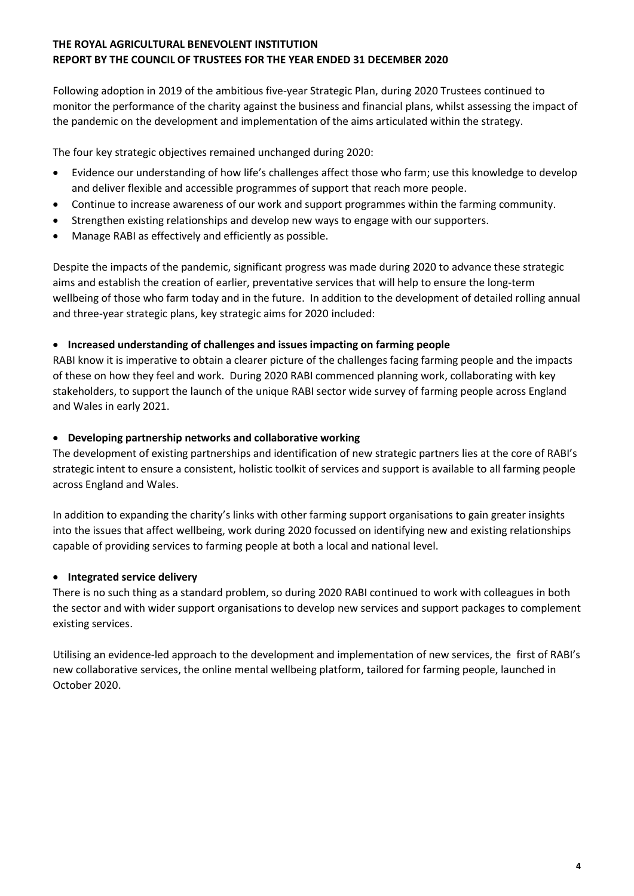**THE ROYAL AGRICULTURAL BENEVOLENT INSTITUTION**
**REPORT BY THE COUNCIL OF TRUSTEES FOR THE YEAR ENDED 31 DECEMBER 2020**

Following adoption in 2019 of the ambitious five-year Strategic Plan, during 2020 Trustees continued to monitor the performance of the charity against the business and financial plans, whilst assessing the impact of the pandemic on the development and implementation of the aims articulated within the strategy.

The four key strategic objectives remained unchanged during 2020:

- Evidence our understanding of how life's challenges affect those who farm; use this knowledge to develop and deliver flexible and accessible programmes of support that reach more people.
- Continue to increase awareness of our work and support programmes within the farming community.
- Strengthen existing relationships and develop new ways to engage with our supporters.
- Manage RABI as effectively and efficiently as possible.

Despite the impacts of the pandemic, significant progress was made during 2020 to advance these strategic aims and establish the creation of earlier, preventative services that will help to ensure the long-term wellbeing of those who farm today and in the future. In addition to the development of detailed rolling annual and three-year strategic plans, key strategic aims for 2020 included:

- **Increased understanding of challenges and issues impacting on farming people**

RABI know it is imperative to obtain a clearer picture of the challenges facing farming people and the impacts of these on how they feel and work. During 2020 RABI commenced planning work, collaborating with key stakeholders, to support the launch of the unique RABI sector wide survey of farming people across England and Wales in early 2021.

- **Developing partnership networks and collaborative working**

The development of existing partnerships and identification of new strategic partners lies at the core of RABI's strategic intent to ensure a consistent, holistic toolkit of services and support is available to all farming people across England and Wales.

In addition to expanding the charity's links with other farming support organisations to gain greater insights into the issues that affect wellbeing, work during 2020 focussed on identifying new and existing relationships capable of providing services to farming people at both a local and national level.

- **Integrated service delivery**

There is no such thing as a standard problem, so during 2020 RABI continued to work with colleagues in both the sector and with wider support organisations to develop new services and support packages to complement existing services.

Utilising an evidence-led approach to the development and implementation of new services, the first of RABI's new collaborative services, the online mental wellbeing platform, tailored for farming people, launched in October 2020.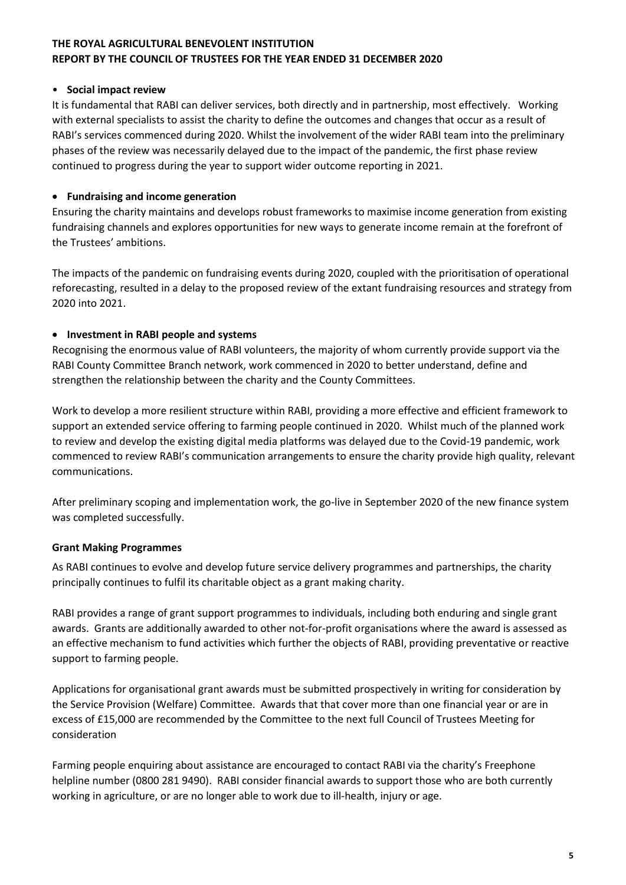- **Social impact review**

It is fundamental that RABI can deliver services, both directly and in partnership, most effectively. Working with external specialists to assist the charity to define the outcomes and changes that occur as a result of RABI's services commenced during 2020. Whilst the involvement of the wider RABI team into the preliminary phases of the review was necessarily delayed due to the impact of the pandemic, the first phase review continued to progress during the year to support wider outcome reporting in 2021.

- **Fundraising and income generation**

Ensuring the charity maintains and develops robust frameworks to maximise income generation from existing fundraising channels and explores opportunities for new ways to generate income remain at the forefront of the Trustees' ambitions.

The impacts of the pandemic on fundraising events during 2020, coupled with the prioritisation of operational reforecasting, resulted in a delay to the proposed review of the extant fundraising resources and strategy from 2020 into 2021.

- **Investment in RABI people and systems**

Recognising the enormous value of RABI volunteers, the majority of whom currently provide support via the RABI County Committee Branch network, work commenced in 2020 to better understand, define and strengthen the relationship between the charity and the County Committees.

Work to develop a more resilient structure within RABI, providing a more effective and efficient framework to support an extended service offering to farming people continued in 2020. Whilst much of the planned work to review and develop the existing digital media platforms was delayed due to the Covid-19 pandemic, work commenced to review RABI's communication arrangements to ensure the charity provide high quality, relevant communications.

After preliminary scoping and implementation work, the go-live in September 2020 of the new finance system was completed successfully.

**Grant Making Programmes**

As RABI continues to evolve and develop future service delivery programmes and partnerships, the charity principally continues to fulfil its charitable object as a grant making charity.

RABI provides a range of grant support programmes to individuals, including both enduring and single grant awards. Grants are additionally awarded to other not-for-profit organisations where the award is assessed as an effective mechanism to fund activities which further the objects of RABI, providing preventative or reactive support to farming people.

Applications for organisational grant awards must be submitted prospectively in writing for consideration by the Service Provision (Welfare) Committee. Awards that that cover more than one financial year or are in excess of £15,000 are recommended by the Committee to the next full Council of Trustees Meeting for consideration

Farming people enquiring about assistance are encouraged to contact RABI via the charity's Freephone helpline number (0800 281 9490). RABI consider financial awards to support those who are both currently working in agriculture, or are no longer able to work due to ill-health, injury or age.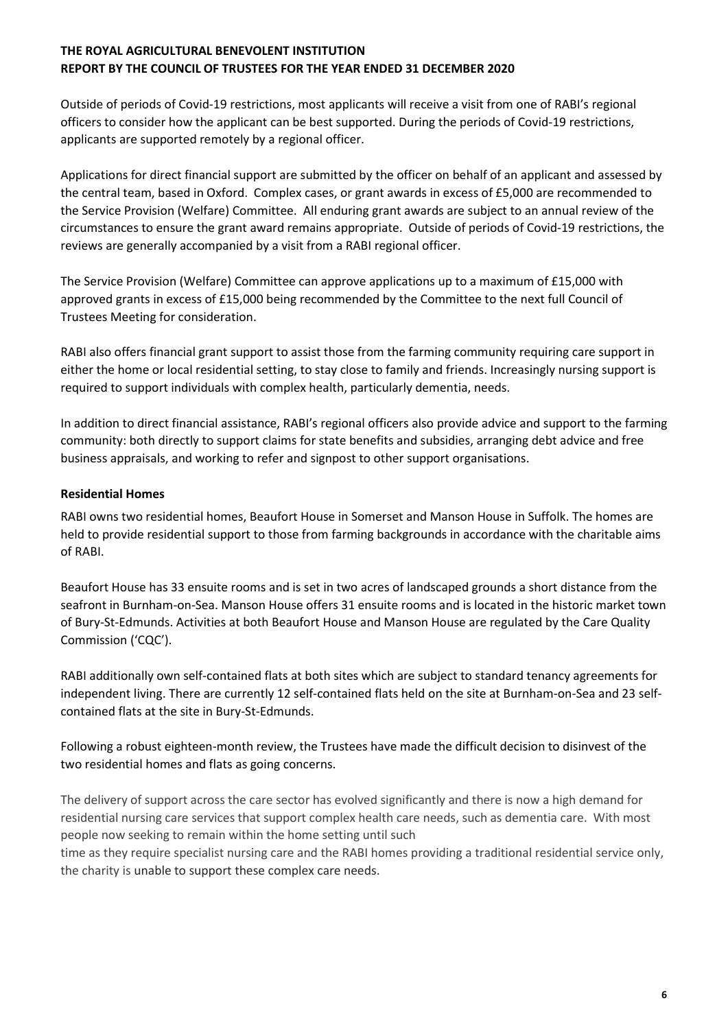Outside of periods of Covid-19 restrictions, most applicants will receive a visit from one of RABI's regional officers to consider how the applicant can be best supported. During the periods of Covid-19 restrictions, applicants are supported remotely by a regional officer.

Applications for direct financial support are submitted by the officer on behalf of an applicant and assessed by the central team, based in Oxford. Complex cases, or grant awards in excess of £5,000 are recommended to the Service Provision (Welfare) Committee. All enduring grant awards are subject to an annual review of the circumstances to ensure the grant award remains appropriate. Outside of periods of Covid-19 restrictions, the reviews are generally accompanied by a visit from a RABI regional officer.

The Service Provision (Welfare) Committee can approve applications up to a maximum of £15,000 with approved grants in excess of £15,000 being recommended by the Committee to the next full Council of Trustees Meeting for consideration.

RABI also offers financial grant support to assist those from the farming community requiring care support in either the home or local residential setting, to stay close to family and friends. Increasingly nursing support is required to support individuals with complex health, particularly dementia, needs.

In addition to direct financial assistance, RABI's regional officers also provide advice and support to the farming community: both directly to support claims for state benefits and subsidies, arranging debt advice and free business appraisals, and working to refer and signpost to other support organisations.

**Residential Homes**

RABI owns two residential homes, Beaufort House in Somerset and Manson House in Suffolk. The homes are held to provide residential support to those from farming backgrounds in accordance with the charitable aims of RABI.

Beaufort House has 33 ensuite rooms and is set in two acres of landscaped grounds a short distance from the seafront in Burnham-on-Sea. Manson House offers 31 ensuite rooms and is located in the historic market town of Bury-St-Edmunds. Activities at both Beaufort House and Manson House are regulated by the Care Quality Commission ('CQC').

RABI additionally own self-contained flats at both sites which are subject to standard tenancy agreements for independent living. There are currently 12 self-contained flats held on the site at Burnham-on-Sea and 23 self-contained flats at the site in Bury-St-Edmunds.

Following a robust eighteen-month review, the Trustees have made the difficult decision to disinvest of the two residential homes and flats as going concerns.

The delivery of support across the care sector has evolved significantly and there is now a high demand for residential nursing care services that support complex health care needs, such as dementia care. With most people now seeking to remain within the home setting until such time as they require specialist nursing care and the RABI homes providing a traditional residential service only, the charity is unable to support these complex care needs.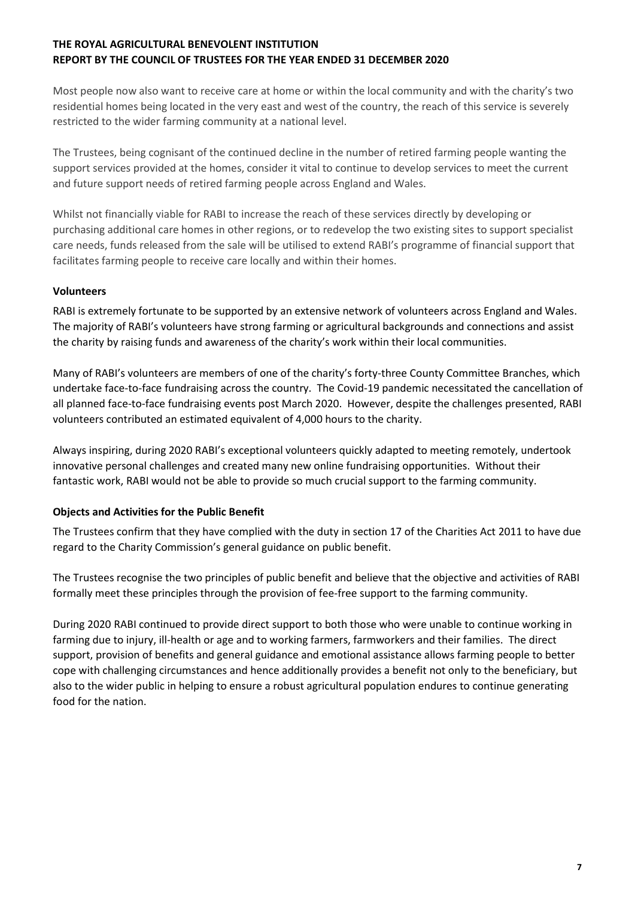Most people now also want to receive care at home or within the local community and with the charity's two residential homes being located in the very east and west of the country, the reach of this service is severely restricted to the wider farming community at a national level.

The Trustees, being cognisant of the continued decline in the number of retired farming people wanting the support services provided at the homes, consider it vital to continue to develop services to meet the current and future support needs of retired farming people across England and Wales.

Whilst not financially viable for RABI to increase the reach of these services directly by developing or purchasing additional care homes in other regions, or to redevelop the two existing sites to support specialist care needs, funds released from the sale will be utilised to extend RABI's programme of financial support that facilitates farming people to receive care locally and within their homes.

**Volunteers**

RABI is extremely fortunate to be supported by an extensive network of volunteers across England and Wales. The majority of RABI's volunteers have strong farming or agricultural backgrounds and connections and assist the charity by raising funds and awareness of the charity's work within their local communities.

Many of RABI's volunteers are members of one of the charity's forty-three County Committee Branches, which undertake face-to-face fundraising across the country. The Covid-19 pandemic necessitated the cancellation of all planned face-to-face fundraising events post March 2020. However, despite the challenges presented, RABI volunteers contributed an estimated equivalent of 4,000 hours to the charity.

Always inspiring, during 2020 RABI's exceptional volunteers quickly adapted to meeting remotely, undertook innovative personal challenges and created many new online fundraising opportunities. Without their fantastic work, RABI would not be able to provide so much crucial support to the farming community.

**Objects and Activities for the Public Benefit**

The Trustees confirm that they have complied with the duty in section 17 of the Charities Act 2011 to have due regard to the Charity Commission's general guidance on public benefit.

The Trustees recognise the two principles of public benefit and believe that the objective and activities of RABI formally meet these principles through the provision of fee-free support to the farming community.

During 2020 RABI continued to provide direct support to both those who were unable to continue working in farming due to injury, ill-health or age and to working farmers, farmworkers and their families. The direct support, provision of benefits and general guidance and emotional assistance allows farming people to better cope with challenging circumstances and hence additionally provides a benefit not only to the beneficiary, but also to the wider public in helping to ensure a robust agricultural population endures to continue generating food for the nation.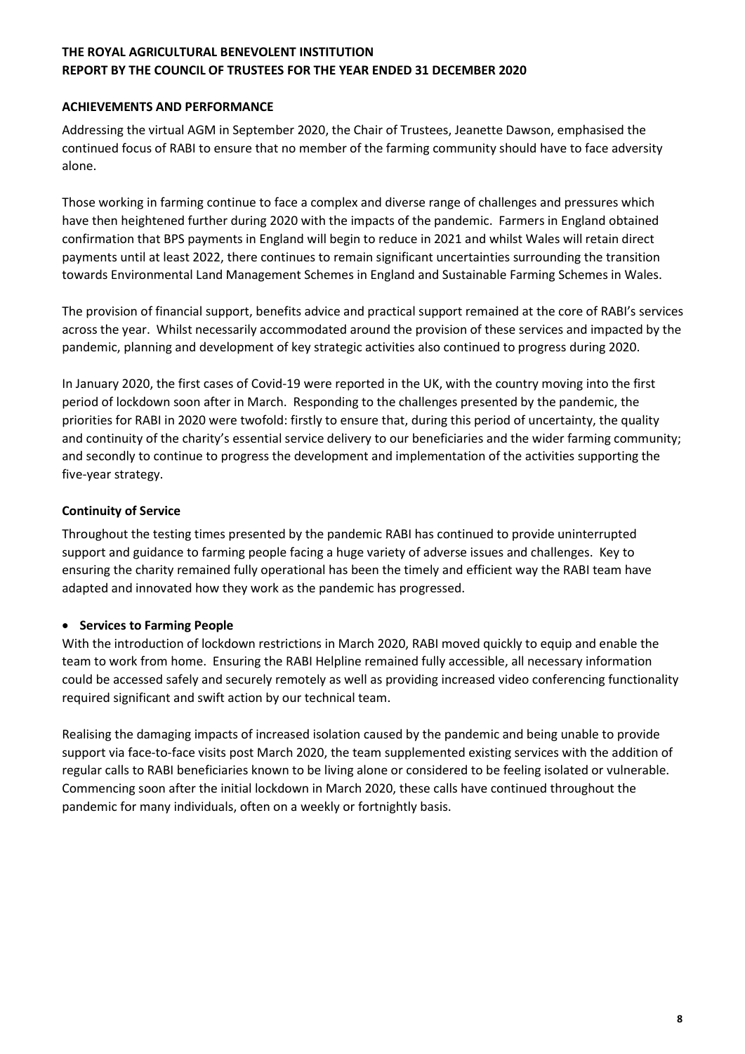## ACHIEVEMENTS AND PERFORMANCE

Addressing the virtual AGM in September 2020, the Chair of Trustees, Jeanette Dawson, emphasised the continued focus of RABI to ensure that no member of the farming community should have to face adversity alone.

Those working in farming continue to face a complex and diverse range of challenges and pressures which have then heightened further during 2020 with the impacts of the pandemic. Farmers in England obtained confirmation that BPS payments in England will begin to reduce in 2021 and whilst Wales will retain direct payments until at least 2022, there continues to remain significant uncertainties surrounding the transition towards Environmental Land Management Schemes in England and Sustainable Farming Schemes in Wales.

The provision of financial support, benefits advice and practical support remained at the core of RABI's services across the year. Whilst necessarily accommodated around the provision of these services and impacted by the pandemic, planning and development of key strategic activities also continued to progress during 2020.

In January 2020, the first cases of Covid-19 were reported in the UK, with the country moving into the first period of lockdown soon after in March. Responding to the challenges presented by the pandemic, the priorities for RABI in 2020 were twofold: firstly to ensure that, during this period of uncertainty, the quality and continuity of the charity's essential service delivery to our beneficiaries and the wider farming community; and secondly to continue to progress the development and implementation of the activities supporting the five-year strategy.

### Continuity of Service

Throughout the testing times presented by the pandemic RABI has continued to provide uninterrupted support and guidance to farming people facing a huge variety of adverse issues and challenges. Key to ensuring the charity remained fully operational has been the timely and efficient way the RABI team have adapted and innovated how they work as the pandemic has progressed.

- **Services to Farming People**

With the introduction of lockdown restrictions in March 2020, RABI moved quickly to equip and enable the team to work from home. Ensuring the RABI Helpline remained fully accessible, all necessary information could be accessed safely and securely remotely as well as providing increased video conferencing functionality required significant and swift action by our technical team.

Realising the damaging impacts of increased isolation caused by the pandemic and being unable to provide support via face-to-face visits post March 2020, the team supplemented existing services with the addition of regular calls to RABI beneficiaries known to be living alone or considered to be feeling isolated or vulnerable. Commencing soon after the initial lockdown in March 2020, these calls have continued throughout the pandemic for many individuals, often on a weekly or fortnightly basis.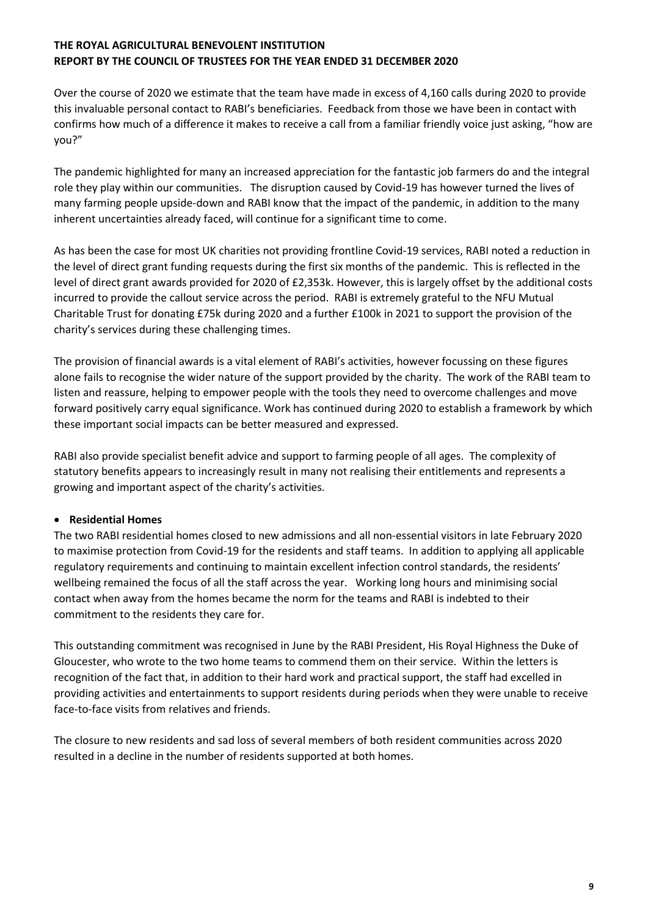Over the course of 2020 we estimate that the team have made in excess of 4,160 calls during 2020 to provide this invaluable personal contact to RABI's beneficiaries. Feedback from those we have been in contact with confirms how much of a difference it makes to receive a call from a familiar friendly voice just asking, "how are you?"

The pandemic highlighted for many an increased appreciation for the fantastic job farmers do and the integral role they play within our communities. The disruption caused by Covid-19 has however turned the lives of many farming people upside-down and RABI know that the impact of the pandemic, in addition to the many inherent uncertainties already faced, will continue for a significant time to come.

As has been the case for most UK charities not providing frontline Covid-19 services, RABI noted a reduction in the level of direct grant funding requests during the first six months of the pandemic. This is reflected in the level of direct grant awards provided for 2020 of £2,353k. However, this is largely offset by the additional costs incurred to provide the callout service across the period. RABI is extremely grateful to the NFU Mutual Charitable Trust for donating £75k during 2020 and a further £100k in 2021 to support the provision of the charity's services during these challenging times.

The provision of financial awards is a vital element of RABI's activities, however focussing on these figures alone fails to recognise the wider nature of the support provided by the charity. The work of the RABI team to listen and reassure, helping to empower people with the tools they need to overcome challenges and move forward positively carry equal significance. Work has continued during 2020 to establish a framework by which these important social impacts can be better measured and expressed.

RABI also provide specialist benefit advice and support to farming people of all ages. The complexity of statutory benefits appears to increasingly result in many not realising their entitlements and represents a growing and important aspect of the charity's activities.

- **Residential Homes**

The two RABI residential homes closed to new admissions and all non-essential visitors in late February 2020 to maximise protection from Covid-19 for the residents and staff teams. In addition to applying all applicable regulatory requirements and continuing to maintain excellent infection control standards, the residents' wellbeing remained the focus of all the staff across the year. Working long hours and minimising social contact when away from the homes became the norm for the teams and RABI is indebted to their commitment to the residents they care for.

This outstanding commitment was recognised in June by the RABI President, His Royal Highness the Duke of Gloucester, who wrote to the two home teams to commend them on their service. Within the letters is recognition of the fact that, in addition to their hard work and practical support, the staff had excelled in providing activities and entertainments to support residents during periods when they were unable to receive face-to-face visits from relatives and friends.

The closure to new residents and sad loss of several members of both resident communities across 2020 resulted in a decline in the number of residents supported at both homes.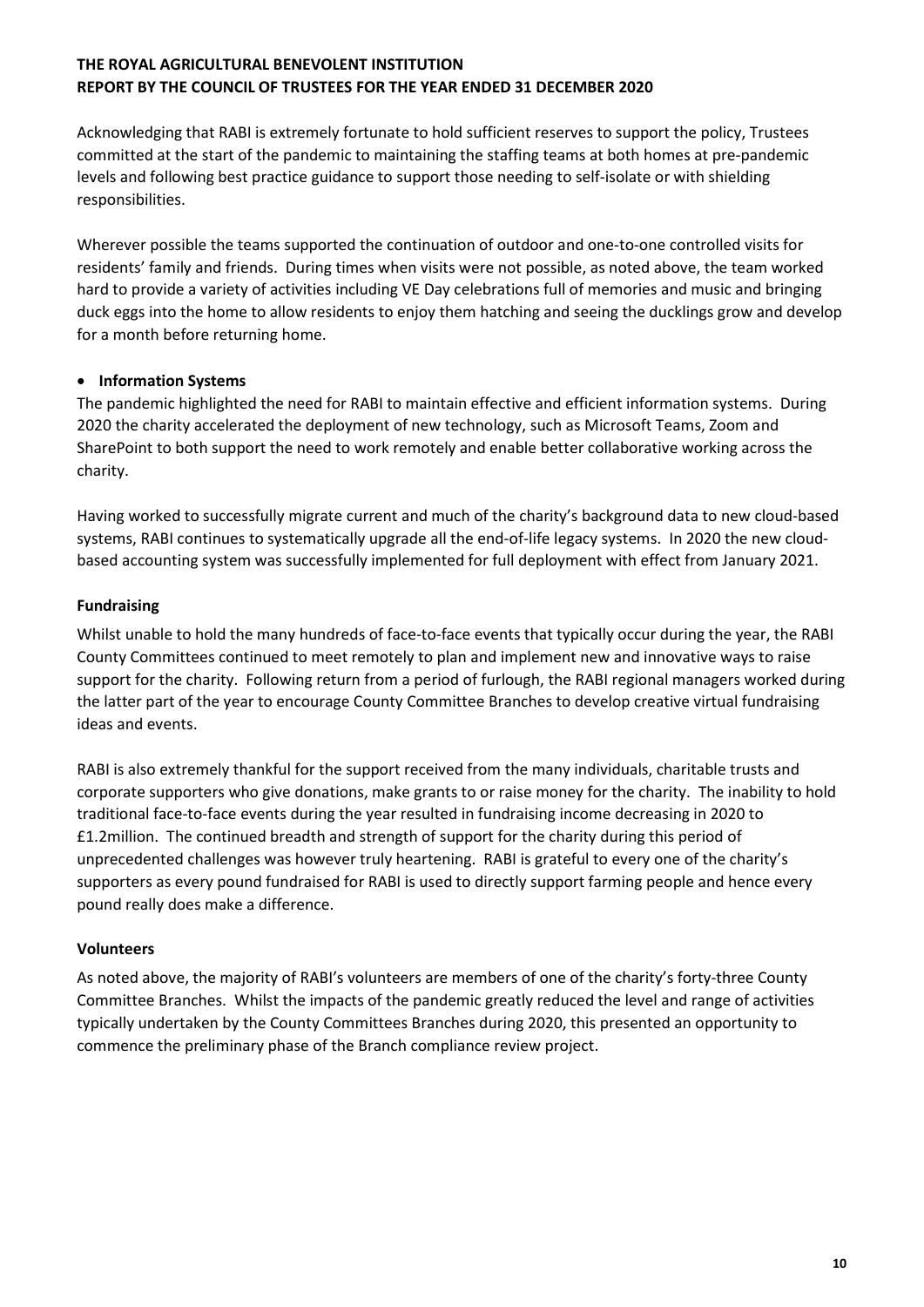Acknowledging that RABI is extremely fortunate to hold sufficient reserves to support the policy, Trustees committed at the start of the pandemic to maintaining the staffing teams at both homes at pre-pandemic levels and following best practice guidance to support those needing to self-isolate or with shielding responsibilities.

Wherever possible the teams supported the continuation of outdoor and one-to-one controlled visits for residents' family and friends. During times when visits were not possible, as noted above, the team worked hard to provide a variety of activities including VE Day celebrations full of memories and music and bringing duck eggs into the home to allow residents to enjoy them hatching and seeing the ducklings grow and develop for a month before returning home.

- **Information Systems**

The pandemic highlighted the need for RABI to maintain effective and efficient information systems. During 2020 the charity accelerated the deployment of new technology, such as Microsoft Teams, Zoom and SharePoint to both support the need to work remotely and enable better collaborative working across the charity.

Having worked to successfully migrate current and much of the charity's background data to new cloud-based systems, RABI continues to systematically upgrade all the end-of-life legacy systems. In 2020 the new cloud-based accounting system was successfully implemented for full deployment with effect from January 2021.

**Fundraising**

Whilst unable to hold the many hundreds of face-to-face events that typically occur during the year, the RABI County Committees continued to meet remotely to plan and implement new and innovative ways to raise support for the charity. Following return from a period of furlough, the RABI regional managers worked during the latter part of the year to encourage County Committee Branches to develop creative virtual fundraising ideas and events.

RABI is also extremely thankful for the support received from the many individuals, charitable trusts and corporate supporters who give donations, make grants to or raise money for the charity. The inability to hold traditional face-to-face events during the year resulted in fundraising income decreasing in 2020 to £1.2million. The continued breadth and strength of support for the charity during this period of unprecedented challenges was however truly heartening. RABI is grateful to every one of the charity's supporters as every pound fundraised for RABI is used to directly support farming people and hence every pound really does make a difference.

**Volunteers**

As noted above, the majority of RABI's volunteers are members of one of the charity's forty-three County Committee Branches. Whilst the impacts of the pandemic greatly reduced the level and range of activities typically undertaken by the County Committees Branches during 2020, this presented an opportunity to commence the preliminary phase of the Branch compliance review project.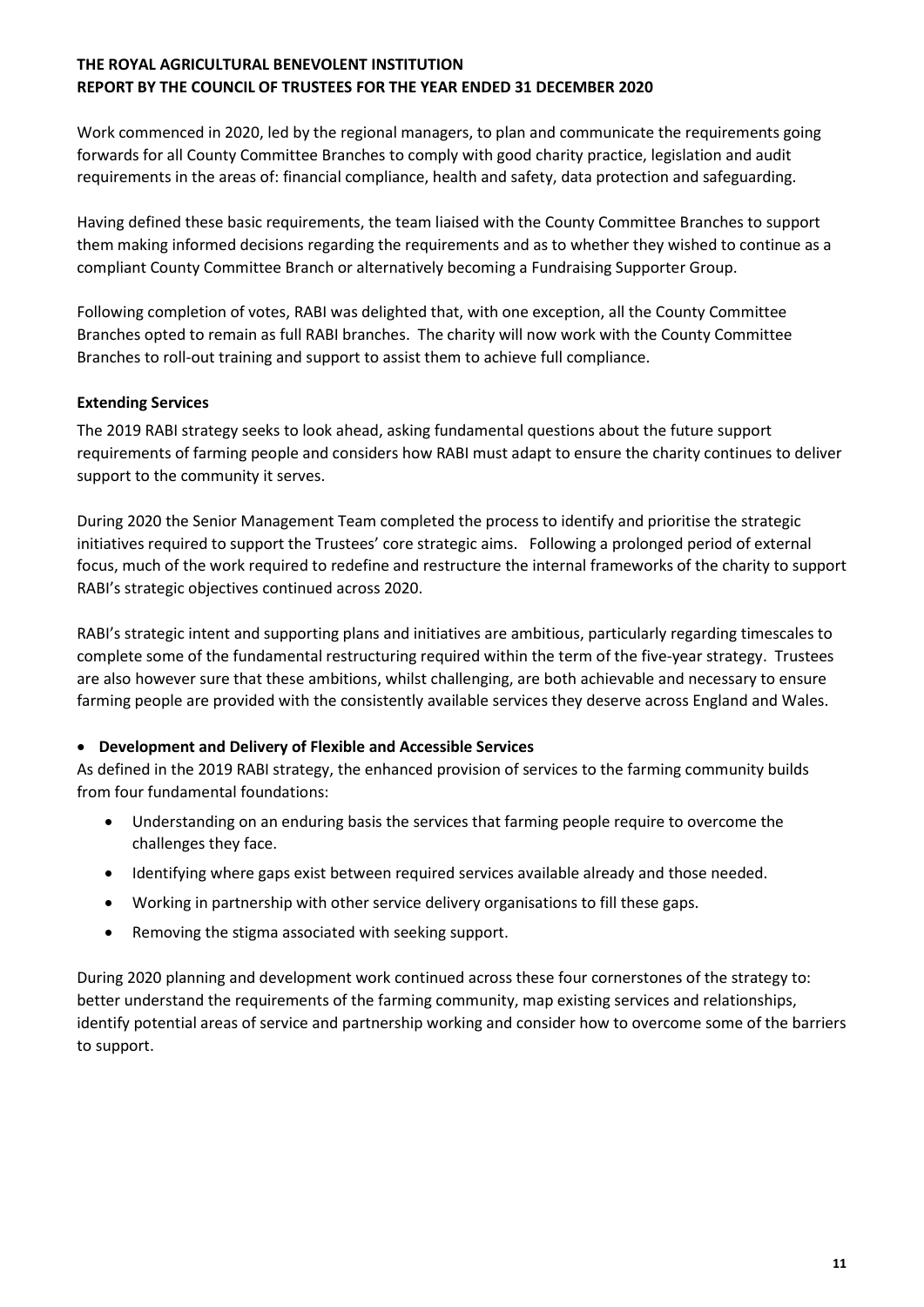Work commenced in 2020, led by the regional managers, to plan and communicate the requirements going forwards for all County Committee Branches to comply with good charity practice, legislation and audit requirements in the areas of: financial compliance, health and safety, data protection and safeguarding.

Having defined these basic requirements, the team liaised with the County Committee Branches to support them making informed decisions regarding the requirements and as to whether they wished to continue as a compliant County Committee Branch or alternatively becoming a Fundraising Supporter Group.

Following completion of votes, RABI was delighted that, with one exception, all the County Committee Branches opted to remain as full RABI branches. The charity will now work with the County Committee Branches to roll-out training and support to assist them to achieve full compliance.

**Extending Services**

The 2019 RABI strategy seeks to look ahead, asking fundamental questions about the future support requirements of farming people and considers how RABI must adapt to ensure the charity continues to deliver support to the community it serves.

During 2020 the Senior Management Team completed the process to identify and prioritise the strategic initiatives required to support the Trustees' core strategic aims. Following a prolonged period of external focus, much of the work required to redefine and restructure the internal frameworks of the charity to support RABI's strategic objectives continued across 2020.

RABI's strategic intent and supporting plans and initiatives are ambitious, particularly regarding timescales to complete some of the fundamental restructuring required within the term of the five-year strategy. Trustees are also however sure that these ambitions, whilst challenging, are both achievable and necessary to ensure farming people are provided with the consistently available services they deserve across England and Wales.

- **Development and Delivery of Flexible and Accessible Services**

As defined in the 2019 RABI strategy, the enhanced provision of services to the farming community builds from four fundamental foundations:

- Understanding on an enduring basis the services that farming people require to overcome the challenges they face.
- Identifying where gaps exist between required services available already and those needed.
- Working in partnership with other service delivery organisations to fill these gaps.
- Removing the stigma associated with seeking support.

During 2020 planning and development work continued across these four cornerstones of the strategy to: better understand the requirements of the farming community, map existing services and relationships, identify potential areas of service and partnership working and consider how to overcome some of the barriers to support.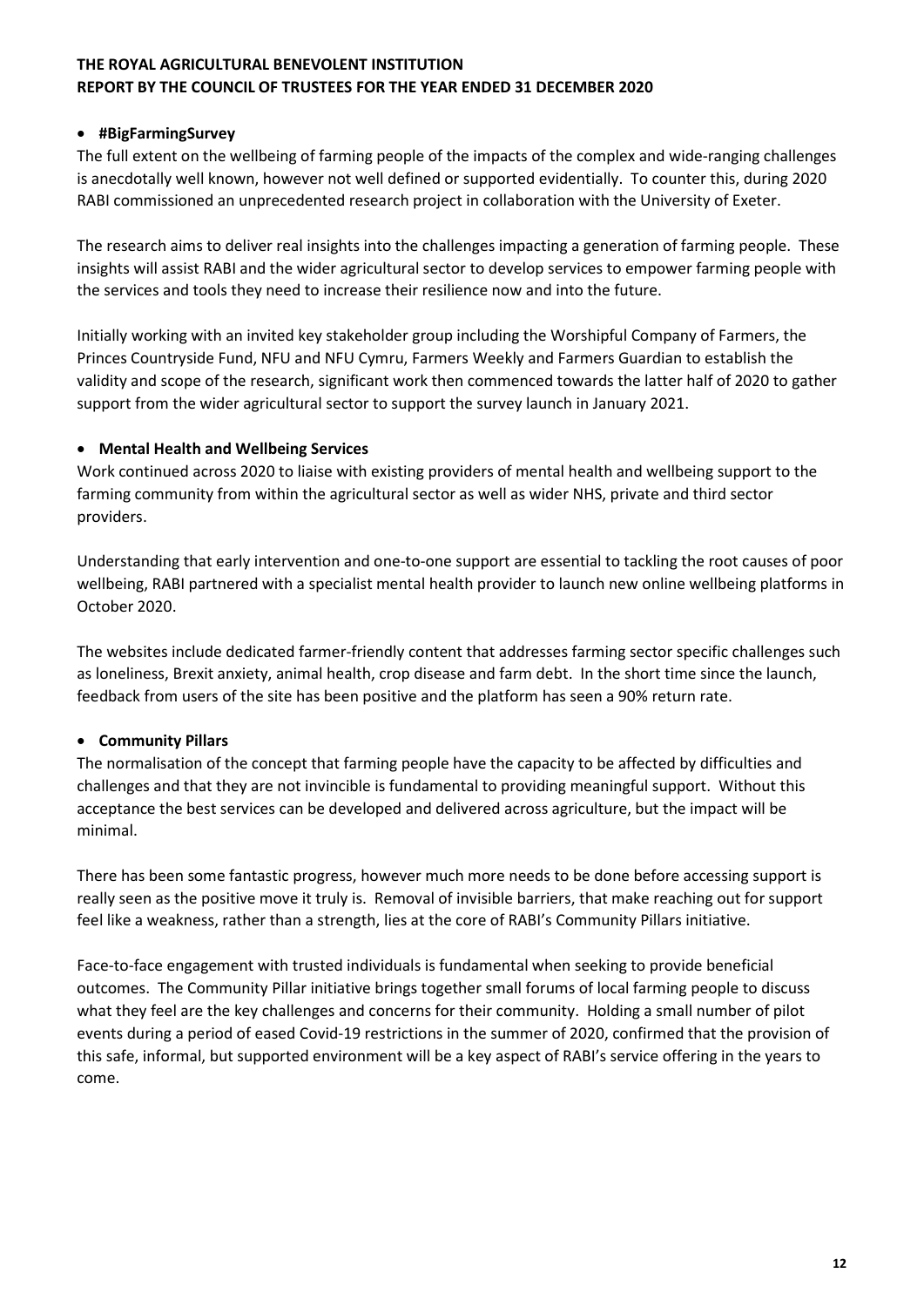- **#BigFarmingSurvey**

The full extent on the wellbeing of farming people of the impacts of the complex and wide-ranging challenges is anecdotally well known, however not well defined or supported evidentially. To counter this, during 2020 RABI commissioned an unprecedented research project in collaboration with the University of Exeter.

The research aims to deliver real insights into the challenges impacting a generation of farming people. These insights will assist RABI and the wider agricultural sector to develop services to empower farming people with the services and tools they need to increase their resilience now and into the future.

Initially working with an invited key stakeholder group including the Worshipful Company of Farmers, the Princes Countryside Fund, NFU and NFU Cymru, Farmers Weekly and Farmers Guardian to establish the validity and scope of the research, significant work then commenced towards the latter half of 2020 to gather support from the wider agricultural sector to support the survey launch in January 2021.

- **Mental Health and Wellbeing Services**

Work continued across 2020 to liaise with existing providers of mental health and wellbeing support to the farming community from within the agricultural sector as well as wider NHS, private and third sector providers.

Understanding that early intervention and one-to-one support are essential to tackling the root causes of poor wellbeing, RABI partnered with a specialist mental health provider to launch new online wellbeing platforms in October 2020.

The websites include dedicated farmer-friendly content that addresses farming sector specific challenges such as loneliness, Brexit anxiety, animal health, crop disease and farm debt. In the short time since the launch, feedback from users of the site has been positive and the platform has seen a 90% return rate.

- **Community Pillars**

The normalisation of the concept that farming people have the capacity to be affected by difficulties and challenges and that they are not invincible is fundamental to providing meaningful support. Without this acceptance the best services can be developed and delivered across agriculture, but the impact will be minimal.

There has been some fantastic progress, however much more needs to be done before accessing support is really seen as the positive move it truly is. Removal of invisible barriers, that make reaching out for support feel like a weakness, rather than a strength, lies at the core of RABI's Community Pillars initiative.

Face-to-face engagement with trusted individuals is fundamental when seeking to provide beneficial outcomes. The Community Pillar initiative brings together small forums of local farming people to discuss what they feel are the key challenges and concerns for their community. Holding a small number of pilot events during a period of eased Covid-19 restrictions in the summer of 2020, confirmed that the provision of this safe, informal, but supported environment will be a key aspect of RABI's service offering in the years to come.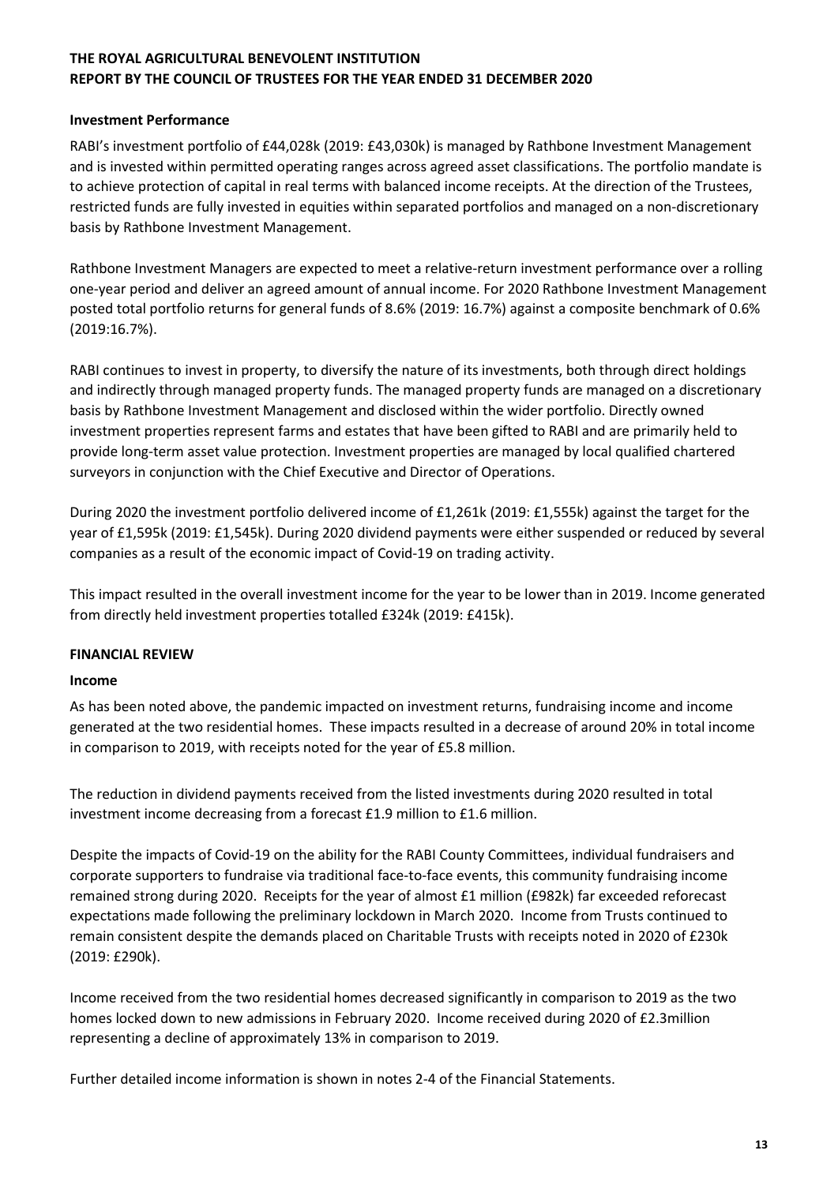**Investment Performance**

RABI's investment portfolio of £44,028k (2019: £43,030k) is managed by Rathbone Investment Management and is invested within permitted operating ranges across agreed asset classifications. The portfolio mandate is to achieve protection of capital in real terms with balanced income receipts. At the direction of the Trustees, restricted funds are fully invested in equities within separated portfolios and managed on a non-discretionary basis by Rathbone Investment Management.

Rathbone Investment Managers are expected to meet a relative-return investment performance over a rolling one-year period and deliver an agreed amount of annual income. For 2020 Rathbone Investment Management posted total portfolio returns for general funds of 8.6% (2019: 16.7%) against a composite benchmark of 0.6% (2019:16.7%).

RABI continues to invest in property, to diversify the nature of its investments, both through direct holdings and indirectly through managed property funds. The managed property funds are managed on a discretionary basis by Rathbone Investment Management and disclosed within the wider portfolio. Directly owned investment properties represent farms and estates that have been gifted to RABI and are primarily held to provide long-term asset value protection. Investment properties are managed by local qualified chartered surveyors in conjunction with the Chief Executive and Director of Operations.

During 2020 the investment portfolio delivered income of £1,261k (2019: £1,555k) against the target for the year of £1,595k (2019: £1,545k). During 2020 dividend payments were either suspended or reduced by several companies as a result of the economic impact of Covid-19 on trading activity.

This impact resulted in the overall investment income for the year to be lower than in 2019. Income generated from directly held investment properties totalled £324k (2019: £415k).

## FINANCIAL REVIEW

**Income**

As has been noted above, the pandemic impacted on investment returns, fundraising income and income generated at the two residential homes. These impacts resulted in a decrease of around 20% in total income in comparison to 2019, with receipts noted for the year of £5.8 million.

The reduction in dividend payments received from the listed investments during 2020 resulted in total investment income decreasing from a forecast £1.9 million to £1.6 million.

Despite the impacts of Covid-19 on the ability for the RABI County Committees, individual fundraisers and corporate supporters to fundraise via traditional face-to-face events, this community fundraising income remained strong during 2020. Receipts for the year of almost £1 million (£982k) far exceeded reforecast expectations made following the preliminary lockdown in March 2020. Income from Trusts continued to remain consistent despite the demands placed on Charitable Trusts with receipts noted in 2020 of £230k (2019: £290k).

Income received from the two residential homes decreased significantly in comparison to 2019 as the two homes locked down to new admissions in February 2020. Income received during 2020 of £2.3million representing a decline of approximately 13% in comparison to 2019.

Further detailed income information is shown in notes 2-4 of the Financial Statements.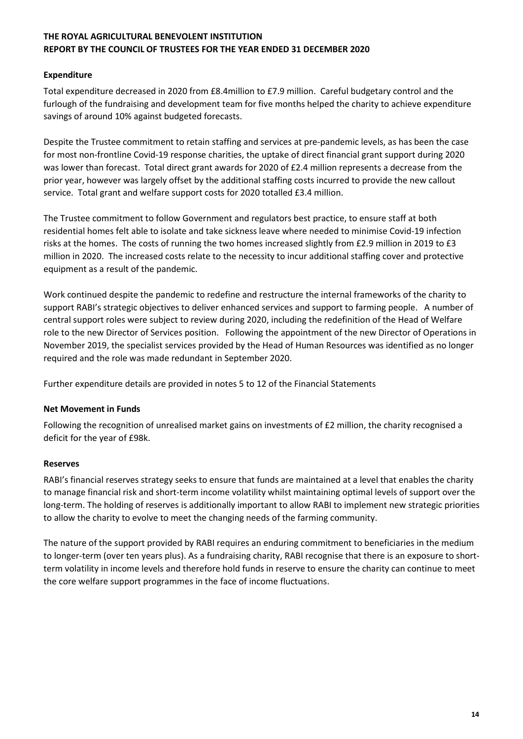### Expenditure

Total expenditure decreased in 2020 from £8.4million to £7.9 million. Careful budgetary control and the furlough of the fundraising and development team for five months helped the charity to achieve expenditure savings of around 10% against budgeted forecasts.

Despite the Trustee commitment to retain staffing and services at pre-pandemic levels, as has been the case for most non-frontline Covid-19 response charities, the uptake of direct financial grant support during 2020 was lower than forecast. Total direct grant awards for 2020 of £2.4 million represents a decrease from the prior year, however was largely offset by the additional staffing costs incurred to provide the new callout service. Total grant and welfare support costs for 2020 totalled £3.4 million.

The Trustee commitment to follow Government and regulators best practice, to ensure staff at both residential homes felt able to isolate and take sickness leave where needed to minimise Covid-19 infection risks at the homes. The costs of running the two homes increased slightly from £2.9 million in 2019 to £3 million in 2020. The increased costs relate to the necessity to incur additional staffing cover and protective equipment as a result of the pandemic.

Work continued despite the pandemic to redefine and restructure the internal frameworks of the charity to support RABI's strategic objectives to deliver enhanced services and support to farming people. A number of central support roles were subject to review during 2020, including the redefinition of the Head of Welfare role to the new Director of Services position. Following the appointment of the new Director of Operations in November 2019, the specialist services provided by the Head of Human Resources was identified as no longer required and the role was made redundant in September 2020.

Further expenditure details are provided in notes 5 to 12 of the Financial Statements

### Net Movement in Funds

Following the recognition of unrealised market gains on investments of £2 million, the charity recognised a deficit for the year of £98k.

### Reserves

RABI's financial reserves strategy seeks to ensure that funds are maintained at a level that enables the charity to manage financial risk and short-term income volatility whilst maintaining optimal levels of support over the long-term. The holding of reserves is additionally important to allow RABI to implement new strategic priorities to allow the charity to evolve to meet the changing needs of the farming community.

The nature of the support provided by RABI requires an enduring commitment to beneficiaries in the medium to longer-term (over ten years plus). As a fundraising charity, RABI recognise that there is an exposure to short-term volatility in income levels and therefore hold funds in reserve to ensure the charity can continue to meet the core welfare support programmes in the face of income fluctuations.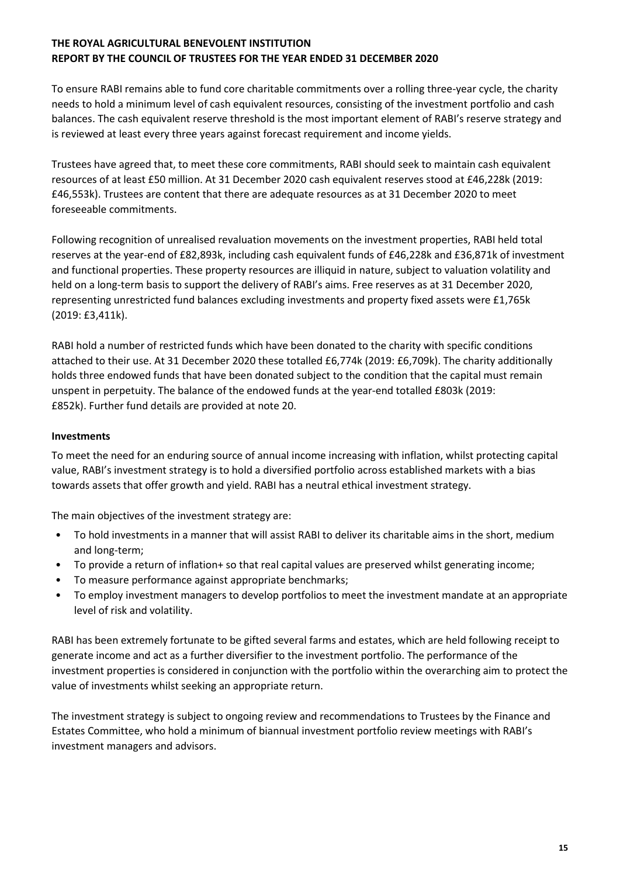To ensure RABI remains able to fund core charitable commitments over a rolling three-year cycle, the charity needs to hold a minimum level of cash equivalent resources, consisting of the investment portfolio and cash balances. The cash equivalent reserve threshold is the most important element of RABI's reserve strategy and is reviewed at least every three years against forecast requirement and income yields.

Trustees have agreed that, to meet these core commitments, RABI should seek to maintain cash equivalent resources of at least £50 million. At 31 December 2020 cash equivalent reserves stood at £46,228k (2019: £46,553k). Trustees are content that there are adequate resources as at 31 December 2020 to meet foreseeable commitments.

Following recognition of unrealised revaluation movements on the investment properties, RABI held total reserves at the year-end of £82,893k, including cash equivalent funds of £46,228k and £36,871k of investment and functional properties. These property resources are illiquid in nature, subject to valuation volatility and held on a long-term basis to support the delivery of RABI's aims. Free reserves as at 31 December 2020, representing unrestricted fund balances excluding investments and property fixed assets were £1,765k (2019: £3,411k).

RABI hold a number of restricted funds which have been donated to the charity with specific conditions attached to their use. At 31 December 2020 these totalled £6,774k (2019: £6,709k). The charity additionally holds three endowed funds that have been donated subject to the condition that the capital must remain unspent in perpetuity. The balance of the endowed funds at the year-end totalled £803k (2019: £852k). Further fund details are provided at note 20.

## Investments

To meet the need for an enduring source of annual income increasing with inflation, whilst protecting capital value, RABI's investment strategy is to hold a diversified portfolio across established markets with a bias towards assets that offer growth and yield. RABI has a neutral ethical investment strategy.

The main objectives of the investment strategy are:

- To hold investments in a manner that will assist RABI to deliver its charitable aims in the short, medium and long-term;
- To provide a return of inflation+ so that real capital values are preserved whilst generating income;
- To measure performance against appropriate benchmarks;
- To employ investment managers to develop portfolios to meet the investment mandate at an appropriate level of risk and volatility.

RABI has been extremely fortunate to be gifted several farms and estates, which are held following receipt to generate income and act as a further diversifier to the investment portfolio. The performance of the investment properties is considered in conjunction with the portfolio within the overarching aim to protect the value of investments whilst seeking an appropriate return.

The investment strategy is subject to ongoing review and recommendations to Trustees by the Finance and Estates Committee, who hold a minimum of biannual investment portfolio review meetings with RABI's investment managers and advisors.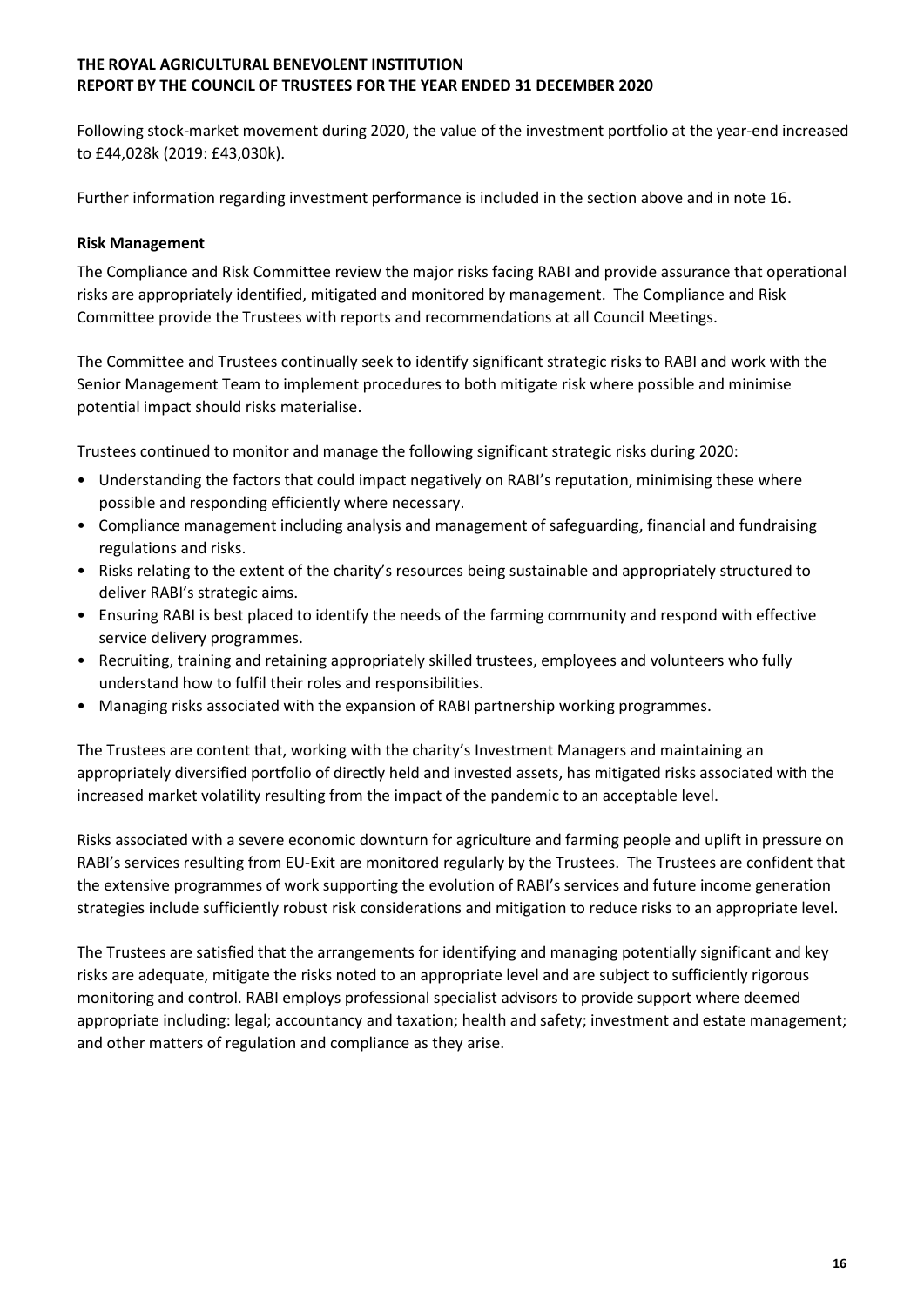Following stock-market movement during 2020, the value of the investment portfolio at the year-end increased to £44,028k (2019: £43,030k).

Further information regarding investment performance is included in the section above and in note 16.

**Risk Management**

The Compliance and Risk Committee review the major risks facing RABI and provide assurance that operational risks are appropriately identified, mitigated and monitored by management. The Compliance and Risk Committee provide the Trustees with reports and recommendations at all Council Meetings.

The Committee and Trustees continually seek to identify significant strategic risks to RABI and work with the Senior Management Team to implement procedures to both mitigate risk where possible and minimise potential impact should risks materialise.

Trustees continued to monitor and manage the following significant strategic risks during 2020:

- Understanding the factors that could impact negatively on RABI's reputation, minimising these where possible and responding efficiently where necessary.
- Compliance management including analysis and management of safeguarding, financial and fundraising regulations and risks.
- Risks relating to the extent of the charity's resources being sustainable and appropriately structured to deliver RABI's strategic aims.
- Ensuring RABI is best placed to identify the needs of the farming community and respond with effective service delivery programmes.
- Recruiting, training and retaining appropriately skilled trustees, employees and volunteers who fully understand how to fulfil their roles and responsibilities.
- Managing risks associated with the expansion of RABI partnership working programmes.

The Trustees are content that, working with the charity's Investment Managers and maintaining an appropriately diversified portfolio of directly held and invested assets, has mitigated risks associated with the increased market volatility resulting from the impact of the pandemic to an acceptable level.

Risks associated with a severe economic downturn for agriculture and farming people and uplift in pressure on RABI's services resulting from EU-Exit are monitored regularly by the Trustees. The Trustees are confident that the extensive programmes of work supporting the evolution of RABI's services and future income generation strategies include sufficiently robust risk considerations and mitigation to reduce risks to an appropriate level.

The Trustees are satisfied that the arrangements for identifying and managing potentially significant and key risks are adequate, mitigate the risks noted to an appropriate level and are subject to sufficiently rigorous monitoring and control. RABI employs professional specialist advisors to provide support where deemed appropriate including: legal; accountancy and taxation; health and safety; investment and estate management; and other matters of regulation and compliance as they arise.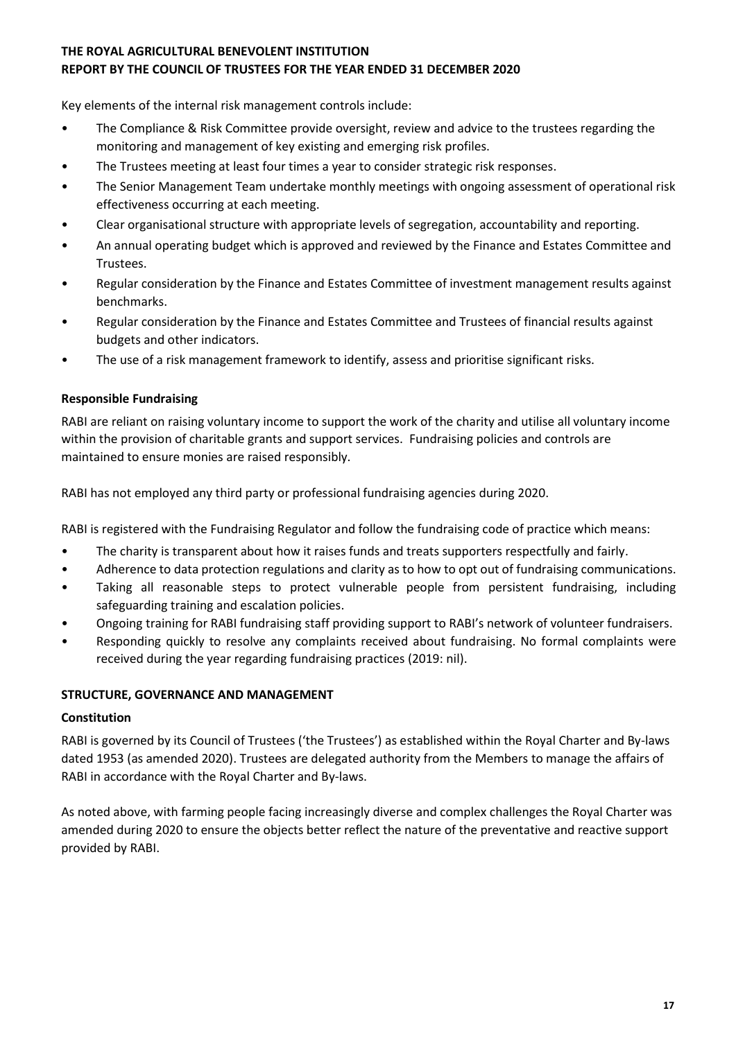Key elements of the internal risk management controls include:

- The Compliance & Risk Committee provide oversight, review and advice to the trustees regarding the monitoring and management of key existing and emerging risk profiles.
- The Trustees meeting at least four times a year to consider strategic risk responses.
- The Senior Management Team undertake monthly meetings with ongoing assessment of operational risk effectiveness occurring at each meeting.
- Clear organisational structure with appropriate levels of segregation, accountability and reporting.
- An annual operating budget which is approved and reviewed by the Finance and Estates Committee and Trustees.
- Regular consideration by the Finance and Estates Committee of investment management results against benchmarks.
- Regular consideration by the Finance and Estates Committee and Trustees of financial results against budgets and other indicators.
- The use of a risk management framework to identify, assess and prioritise significant risks.

### Responsible Fundraising

RABI are reliant on raising voluntary income to support the work of the charity and utilise all voluntary income within the provision of charitable grants and support services. Fundraising policies and controls are maintained to ensure monies are raised responsibly.

RABI has not employed any third party or professional fundraising agencies during 2020.

RABI is registered with the Fundraising Regulator and follow the fundraising code of practice which means:

- The charity is transparent about how it raises funds and treats supporters respectfully and fairly.
- Adherence to data protection regulations and clarity as to how to opt out of fundraising communications.
- Taking all reasonable steps to protect vulnerable people from persistent fundraising, including safeguarding training and escalation policies.
- Ongoing training for RABI fundraising staff providing support to RABI's network of volunteer fundraisers.
- Responding quickly to resolve any complaints received about fundraising. No formal complaints were received during the year regarding fundraising practices (2019: nil).

## STRUCTURE, GOVERNANCE AND MANAGEMENT

### Constitution

RABI is governed by its Council of Trustees ('the Trustees') as established within the Royal Charter and By-laws dated 1953 (as amended 2020). Trustees are delegated authority from the Members to manage the affairs of RABI in accordance with the Royal Charter and By-laws.

As noted above, with farming people facing increasingly diverse and complex challenges the Royal Charter was amended during 2020 to ensure the objects better reflect the nature of the preventative and reactive support provided by RABI.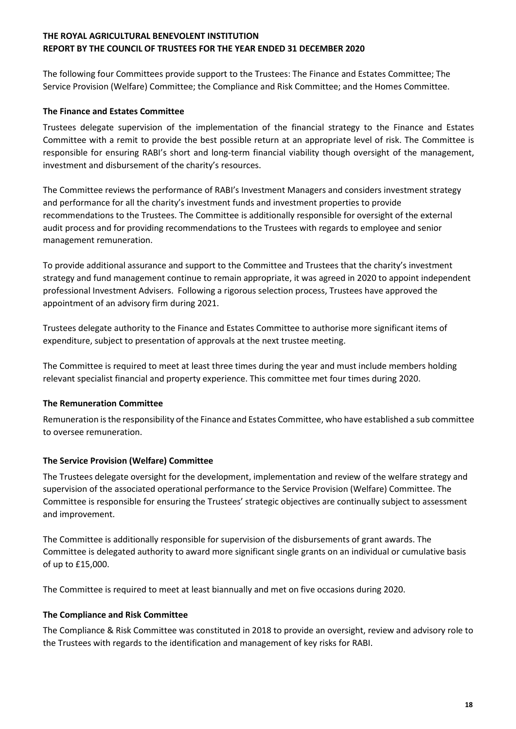The following four Committees provide support to the Trustees: The Finance and Estates Committee; The Service Provision (Welfare) Committee; the Compliance and Risk Committee; and the Homes Committee.

### The Finance and Estates Committee

Trustees delegate supervision of the implementation of the financial strategy to the Finance and Estates Committee with a remit to provide the best possible return at an appropriate level of risk. The Committee is responsible for ensuring RABI's short and long-term financial viability though oversight of the management, investment and disbursement of the charity's resources.

The Committee reviews the performance of RABI's Investment Managers and considers investment strategy and performance for all the charity's investment funds and investment properties to provide recommendations to the Trustees. The Committee is additionally responsible for oversight of the external audit process and for providing recommendations to the Trustees with regards to employee and senior management remuneration.

To provide additional assurance and support to the Committee and Trustees that the charity's investment strategy and fund management continue to remain appropriate, it was agreed in 2020 to appoint independent professional Investment Advisers. Following a rigorous selection process, Trustees have approved the appointment of an advisory firm during 2021.

Trustees delegate authority to the Finance and Estates Committee to authorise more significant items of expenditure, subject to presentation of approvals at the next trustee meeting.

The Committee is required to meet at least three times during the year and must include members holding relevant specialist financial and property experience. This committee met four times during 2020.

### The Remuneration Committee

Remuneration is the responsibility of the Finance and Estates Committee, who have established a sub committee to oversee remuneration.

### The Service Provision (Welfare) Committee

The Trustees delegate oversight for the development, implementation and review of the welfare strategy and supervision of the associated operational performance to the Service Provision (Welfare) Committee. The Committee is responsible for ensuring the Trustees' strategic objectives are continually subject to assessment and improvement.

The Committee is additionally responsible for supervision of the disbursements of grant awards. The Committee is delegated authority to award more significant single grants on an individual or cumulative basis of up to £15,000.

The Committee is required to meet at least biannually and met on five occasions during 2020.

### The Compliance and Risk Committee

The Compliance & Risk Committee was constituted in 2018 to provide an oversight, review and advisory role to the Trustees with regards to the identification and management of key risks for RABI.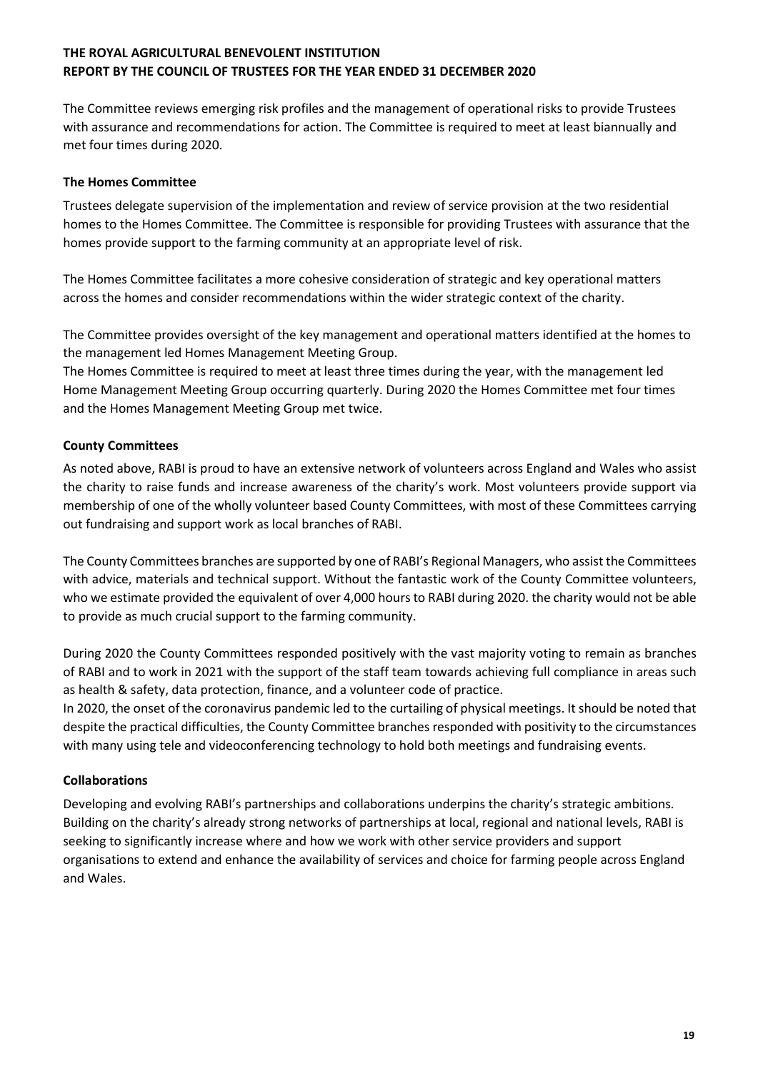The Committee reviews emerging risk profiles and the management of operational risks to provide Trustees with assurance and recommendations for action. The Committee is required to meet at least biannually and met four times during 2020.

**The Homes Committee**

Trustees delegate supervision of the implementation and review of service provision at the two residential homes to the Homes Committee. The Committee is responsible for providing Trustees with assurance that the homes provide support to the farming community at an appropriate level of risk.

The Homes Committee facilitates a more cohesive consideration of strategic and key operational matters across the homes and consider recommendations within the wider strategic context of the charity.

The Committee provides oversight of the key management and operational matters identified at the homes to the management led Homes Management Meeting Group.

The Homes Committee is required to meet at least three times during the year, with the management led Home Management Meeting Group occurring quarterly. During 2020 the Homes Committee met four times and the Homes Management Meeting Group met twice.

**County Committees**

As noted above, RABI is proud to have an extensive network of volunteers across England and Wales who assist the charity to raise funds and increase awareness of the charity's work. Most volunteers provide support via membership of one of the wholly volunteer based County Committees, with most of these Committees carrying out fundraising and support work as local branches of RABI.

The County Committees branches are supported by one of RABI's Regional Managers, who assist the Committees with advice, materials and technical support. Without the fantastic work of the County Committee volunteers, who we estimate provided the equivalent of over 4,000 hours to RABI during 2020. the charity would not be able to provide as much crucial support to the farming community.

During 2020 the County Committees responded positively with the vast majority voting to remain as branches of RABI and to work in 2021 with the support of the staff team towards achieving full compliance in areas such as health & safety, data protection, finance, and a volunteer code of practice.

In 2020, the onset of the coronavirus pandemic led to the curtailing of physical meetings. It should be noted that despite the practical difficulties, the County Committee branches responded with positivity to the circumstances with many using tele and videoconferencing technology to hold both meetings and fundraising events.

**Collaborations**

Developing and evolving RABI's partnerships and collaborations underpins the charity's strategic ambitions. Building on the charity's already strong networks of partnerships at local, regional and national levels, RABI is seeking to significantly increase where and how we work with other service providers and support organisations to extend and enhance the availability of services and choice for farming people across England and Wales.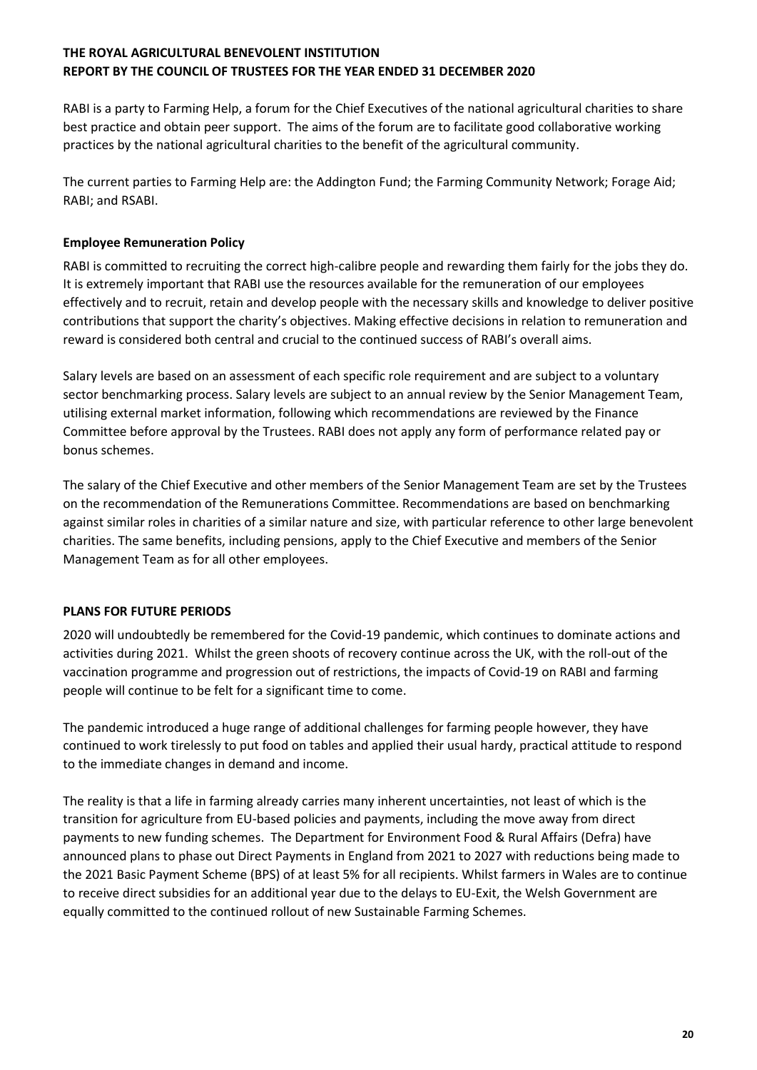RABI is a party to Farming Help, a forum for the Chief Executives of the national agricultural charities to share best practice and obtain peer support. The aims of the forum are to facilitate good collaborative working practices by the national agricultural charities to the benefit of the agricultural community.

The current parties to Farming Help are: the Addington Fund; the Farming Community Network; Forage Aid; RABI; and RSABI.

**Employee Remuneration Policy**

RABI is committed to recruiting the correct high-calibre people and rewarding them fairly for the jobs they do. It is extremely important that RABI use the resources available for the remuneration of our employees effectively and to recruit, retain and develop people with the necessary skills and knowledge to deliver positive contributions that support the charity's objectives. Making effective decisions in relation to remuneration and reward is considered both central and crucial to the continued success of RABI's overall aims.

Salary levels are based on an assessment of each specific role requirement and are subject to a voluntary sector benchmarking process. Salary levels are subject to an annual review by the Senior Management Team, utilising external market information, following which recommendations are reviewed by the Finance Committee before approval by the Trustees. RABI does not apply any form of performance related pay or bonus schemes.

The salary of the Chief Executive and other members of the Senior Management Team are set by the Trustees on the recommendation of the Remunerations Committee. Recommendations are based on benchmarking against similar roles in charities of a similar nature and size, with particular reference to other large benevolent charities. The same benefits, including pensions, apply to the Chief Executive and members of the Senior Management Team as for all other employees.

## PLANS FOR FUTURE PERIODS

2020 will undoubtedly be remembered for the Covid-19 pandemic, which continues to dominate actions and activities during 2021. Whilst the green shoots of recovery continue across the UK, with the roll-out of the vaccination programme and progression out of restrictions, the impacts of Covid-19 on RABI and farming people will continue to be felt for a significant time to come.

The pandemic introduced a huge range of additional challenges for farming people however, they have continued to work tirelessly to put food on tables and applied their usual hardy, practical attitude to respond to the immediate changes in demand and income.

The reality is that a life in farming already carries many inherent uncertainties, not least of which is the transition for agriculture from EU-based policies and payments, including the move away from direct payments to new funding schemes. The Department for Environment Food & Rural Affairs (Defra) have announced plans to phase out Direct Payments in England from 2021 to 2027 with reductions being made to the 2021 Basic Payment Scheme (BPS) of at least 5% for all recipients. Whilst farmers in Wales are to continue to receive direct subsidies for an additional year due to the delays to EU-Exit, the Welsh Government are equally committed to the continued rollout of new Sustainable Farming Schemes.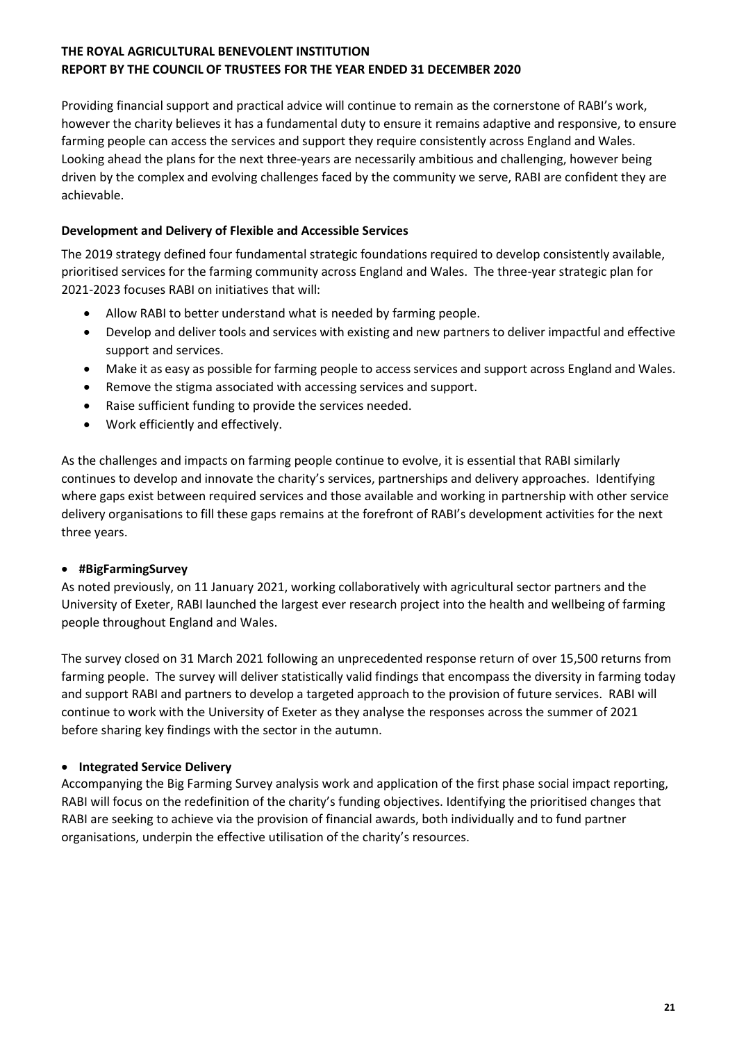Providing financial support and practical advice will continue to remain as the cornerstone of RABI's work, however the charity believes it has a fundamental duty to ensure it remains adaptive and responsive, to ensure farming people can access the services and support they require consistently across England and Wales. Looking ahead the plans for the next three-years are necessarily ambitious and challenging, however being driven by the complex and evolving challenges faced by the community we serve, RABI are confident they are achievable.

**Development and Delivery of Flexible and Accessible Services**

The 2019 strategy defined four fundamental strategic foundations required to develop consistently available, prioritised services for the farming community across England and Wales. The three-year strategic plan for 2021-2023 focuses RABI on initiatives that will:

- Allow RABI to better understand what is needed by farming people.
- Develop and deliver tools and services with existing and new partners to deliver impactful and effective support and services.
- Make it as easy as possible for farming people to access services and support across England and Wales.
- Remove the stigma associated with accessing services and support.
- Raise sufficient funding to provide the services needed.
- Work efficiently and effectively.

As the challenges and impacts on farming people continue to evolve, it is essential that RABI similarly continues to develop and innovate the charity's services, partnerships and delivery approaches. Identifying where gaps exist between required services and those available and working in partnership with other service delivery organisations to fill these gaps remains at the forefront of RABI's development activities for the next three years.

- **#BigFarmingSurvey**

As noted previously, on 11 January 2021, working collaboratively with agricultural sector partners and the University of Exeter, RABI launched the largest ever research project into the health and wellbeing of farming people throughout England and Wales.

The survey closed on 31 March 2021 following an unprecedented response return of over 15,500 returns from farming people. The survey will deliver statistically valid findings that encompass the diversity in farming today and support RABI and partners to develop a targeted approach to the provision of future services. RABI will continue to work with the University of Exeter as they analyse the responses across the summer of 2021 before sharing key findings with the sector in the autumn.

- **Integrated Service Delivery**

Accompanying the Big Farming Survey analysis work and application of the first phase social impact reporting, RABI will focus on the redefinition of the charity's funding objectives. Identifying the prioritised changes that RABI are seeking to achieve via the provision of financial awards, both individually and to fund partner organisations, underpin the effective utilisation of the charity's resources.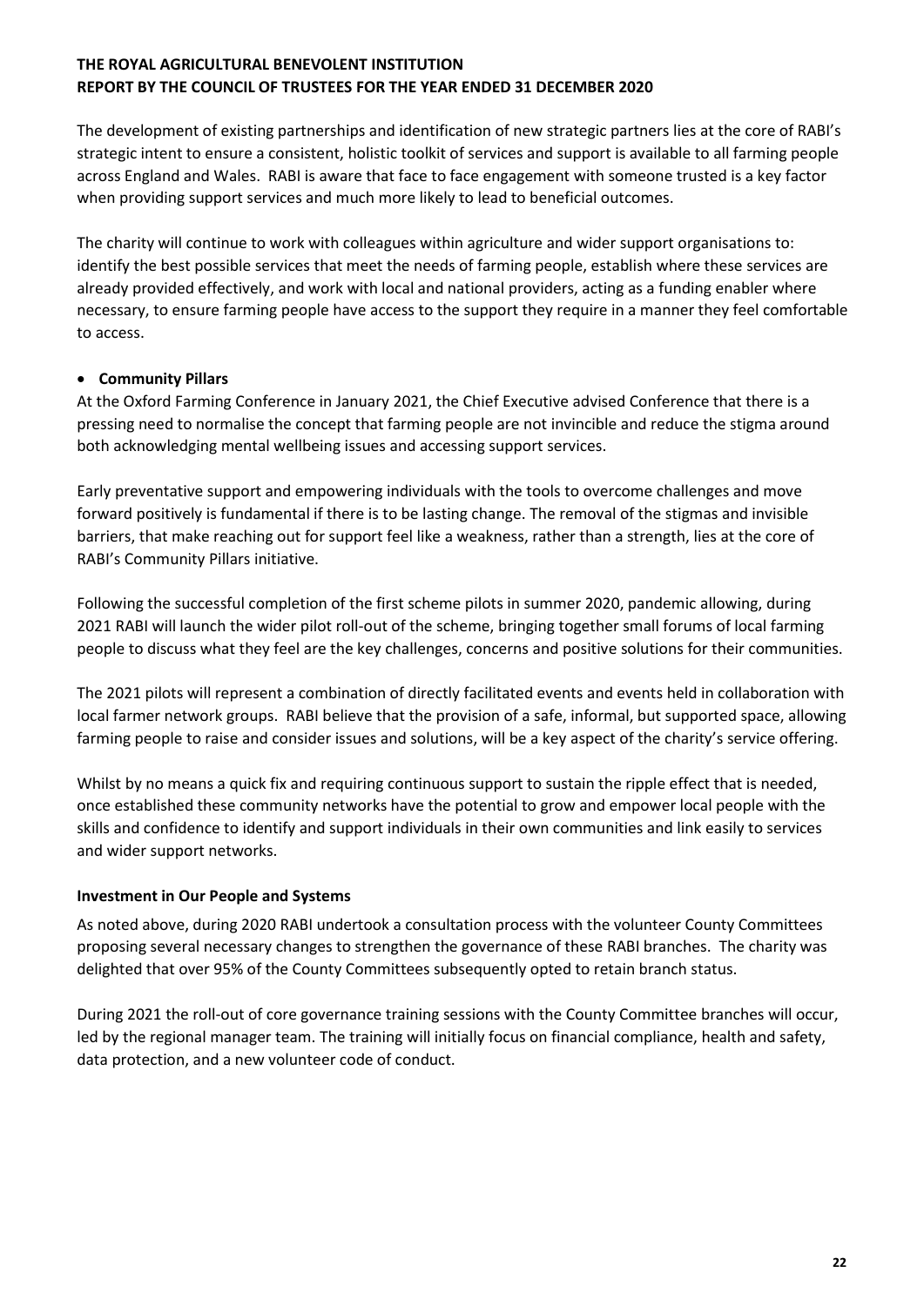The development of existing partnerships and identification of new strategic partners lies at the core of RABI's strategic intent to ensure a consistent, holistic toolkit of services and support is available to all farming people across England and Wales. RABI is aware that face to face engagement with someone trusted is a key factor when providing support services and much more likely to lead to beneficial outcomes.

The charity will continue to work with colleagues within agriculture and wider support organisations to: identify the best possible services that meet the needs of farming people, establish where these services are already provided effectively, and work with local and national providers, acting as a funding enabler where necessary, to ensure farming people have access to the support they require in a manner they feel comfortable to access.

- **Community Pillars**

At the Oxford Farming Conference in January 2021, the Chief Executive advised Conference that there is a pressing need to normalise the concept that farming people are not invincible and reduce the stigma around both acknowledging mental wellbeing issues and accessing support services.

Early preventative support and empowering individuals with the tools to overcome challenges and move forward positively is fundamental if there is to be lasting change. The removal of the stigmas and invisible barriers, that make reaching out for support feel like a weakness, rather than a strength, lies at the core of RABI's Community Pillars initiative.

Following the successful completion of the first scheme pilots in summer 2020, pandemic allowing, during 2021 RABI will launch the wider pilot roll-out of the scheme, bringing together small forums of local farming people to discuss what they feel are the key challenges, concerns and positive solutions for their communities.

The 2021 pilots will represent a combination of directly facilitated events and events held in collaboration with local farmer network groups. RABI believe that the provision of a safe, informal, but supported space, allowing farming people to raise and consider issues and solutions, will be a key aspect of the charity's service offering.

Whilst by no means a quick fix and requiring continuous support to sustain the ripple effect that is needed, once established these community networks have the potential to grow and empower local people with the skills and confidence to identify and support individuals in their own communities and link easily to services and wider support networks.

**Investment in Our People and Systems**

As noted above, during 2020 RABI undertook a consultation process with the volunteer County Committees proposing several necessary changes to strengthen the governance of these RABI branches. The charity was delighted that over 95% of the County Committees subsequently opted to retain branch status.

During 2021 the roll-out of core governance training sessions with the County Committee branches will occur, led by the regional manager team. The training will initially focus on financial compliance, health and safety, data protection, and a new volunteer code of conduct.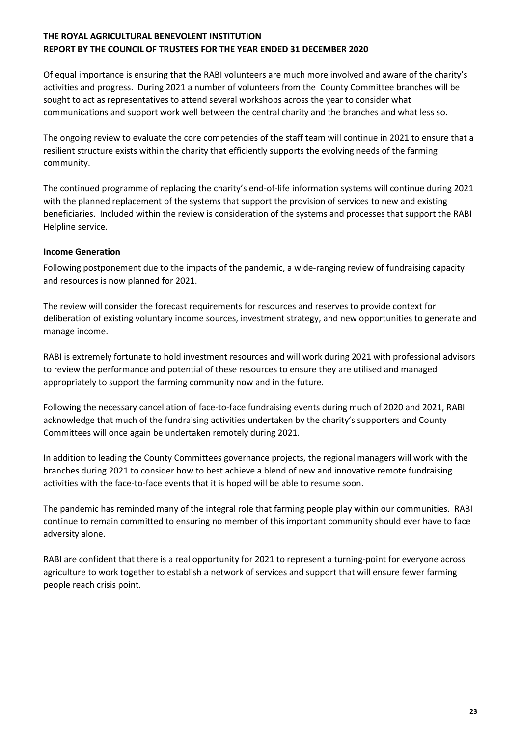Of equal importance is ensuring that the RABI volunteers are much more involved and aware of the charity's activities and progress. During 2021 a number of volunteers from the County Committee branches will be sought to act as representatives to attend several workshops across the year to consider what communications and support work well between the central charity and the branches and what less so.

The ongoing review to evaluate the core competencies of the staff team will continue in 2021 to ensure that a resilient structure exists within the charity that efficiently supports the evolving needs of the farming community.

The continued programme of replacing the charity's end-of-life information systems will continue during 2021 with the planned replacement of the systems that support the provision of services to new and existing beneficiaries. Included within the review is consideration of the systems and processes that support the RABI Helpline service.

**Income Generation**

Following postponement due to the impacts of the pandemic, a wide-ranging review of fundraising capacity and resources is now planned for 2021.

The review will consider the forecast requirements for resources and reserves to provide context for deliberation of existing voluntary income sources, investment strategy, and new opportunities to generate and manage income.

RABI is extremely fortunate to hold investment resources and will work during 2021 with professional advisors to review the performance and potential of these resources to ensure they are utilised and managed appropriately to support the farming community now and in the future.

Following the necessary cancellation of face-to-face fundraising events during much of 2020 and 2021, RABI acknowledge that much of the fundraising activities undertaken by the charity's supporters and County Committees will once again be undertaken remotely during 2021.

In addition to leading the County Committees governance projects, the regional managers will work with the branches during 2021 to consider how to best achieve a blend of new and innovative remote fundraising activities with the face-to-face events that it is hoped will be able to resume soon.

The pandemic has reminded many of the integral role that farming people play within our communities. RABI continue to remain committed to ensuring no member of this important community should ever have to face adversity alone.

RABI are confident that there is a real opportunity for 2021 to represent a turning-point for everyone across agriculture to work together to establish a network of services and support that will ensure fewer farming people reach crisis point.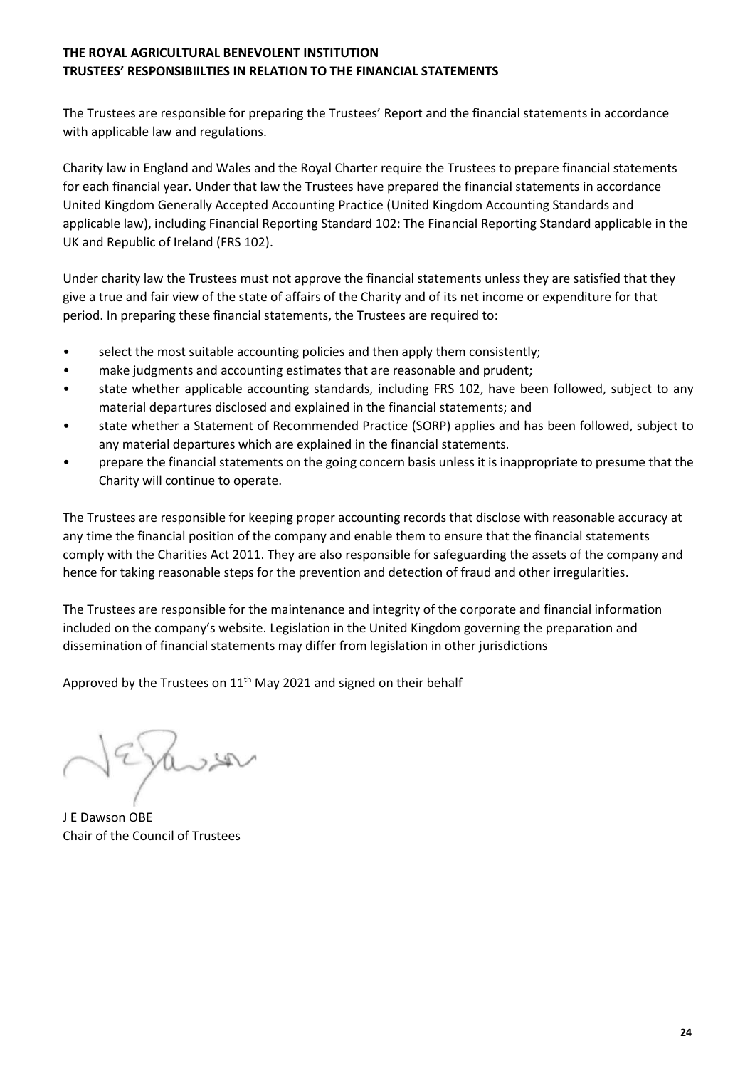**THE ROYAL AGRICULTURAL BENEVOLENT INSTITUTION**
**TRUSTEES' RESPONSIBIILTIES IN RELATION TO THE FINANCIAL STATEMENTS**

The Trustees are responsible for preparing the Trustees' Report and the financial statements in accordance with applicable law and regulations.

Charity law in England and Wales and the Royal Charter require the Trustees to prepare financial statements for each financial year. Under that law the Trustees have prepared the financial statements in accordance United Kingdom Generally Accepted Accounting Practice (United Kingdom Accounting Standards and applicable law), including Financial Reporting Standard 102: The Financial Reporting Standard applicable in the UK and Republic of Ireland (FRS 102).

Under charity law the Trustees must not approve the financial statements unless they are satisfied that they give a true and fair view of the state of affairs of the Charity and of its net income or expenditure for that period. In preparing these financial statements, the Trustees are required to:

- select the most suitable accounting policies and then apply them consistently;
- make judgments and accounting estimates that are reasonable and prudent;
- state whether applicable accounting standards, including FRS 102, have been followed, subject to any material departures disclosed and explained in the financial statements; and
- state whether a Statement of Recommended Practice (SORP) applies and has been followed, subject to any material departures which are explained in the financial statements.
- prepare the financial statements on the going concern basis unless it is inappropriate to presume that the Charity will continue to operate.

The Trustees are responsible for keeping proper accounting records that disclose with reasonable accuracy at any time the financial position of the company and enable them to ensure that the financial statements comply with the Charities Act 2011. They are also responsible for safeguarding the assets of the company and hence for taking reasonable steps for the prevention and detection of fraud and other irregularities.

The Trustees are responsible for the maintenance and integrity of the corporate and financial information included on the company's website. Legislation in the United Kingdom governing the preparation and dissemination of financial statements may differ from legislation in other jurisdictions

Approved by the Trustees on 11th May 2021 and signed on their behalf

J E Dawson OBE
Chair of the Council of Trustees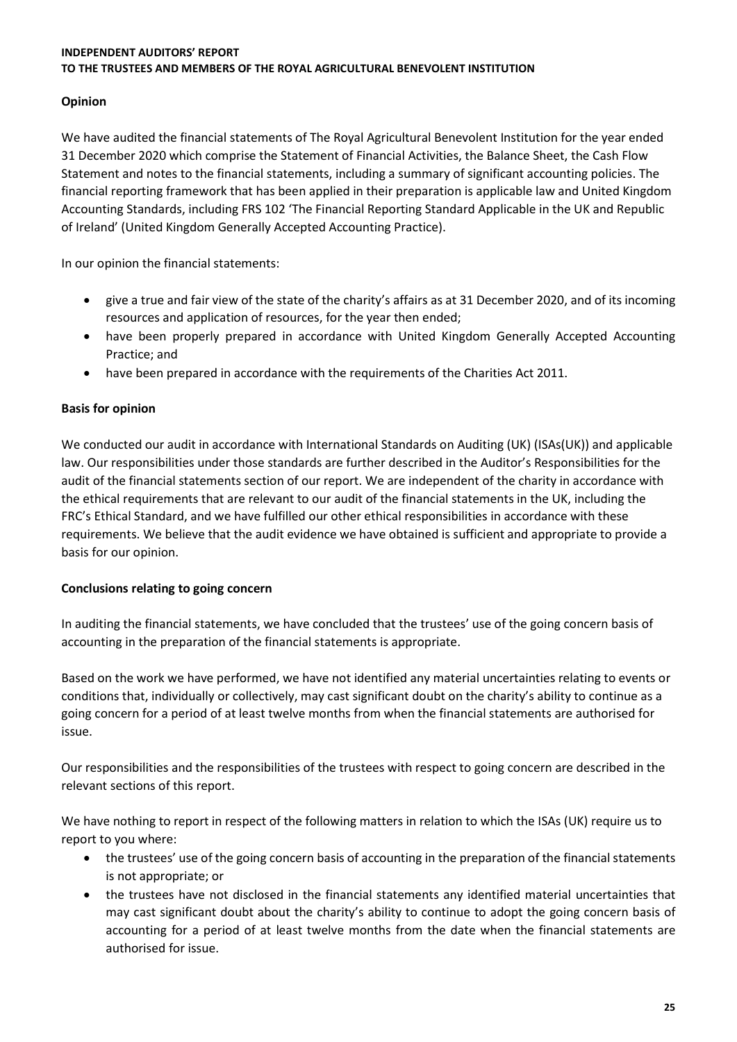**INDEPENDENT AUDITORS' REPORT**
**TO THE TRUSTEES AND MEMBERS OF THE ROYAL AGRICULTURAL BENEVOLENT INSTITUTION**

**Opinion**

We have audited the financial statements of The Royal Agricultural Benevolent Institution for the year ended 31 December 2020 which comprise the Statement of Financial Activities, the Balance Sheet, the Cash Flow Statement and notes to the financial statements, including a summary of significant accounting policies. The financial reporting framework that has been applied in their preparation is applicable law and United Kingdom Accounting Standards, including FRS 102 'The Financial Reporting Standard Applicable in the UK and Republic of Ireland' (United Kingdom Generally Accepted Accounting Practice).

In our opinion the financial statements:

- give a true and fair view of the state of the charity's affairs as at 31 December 2020, and of its incoming resources and application of resources, for the year then ended;
- have been properly prepared in accordance with United Kingdom Generally Accepted Accounting Practice; and
- have been prepared in accordance with the requirements of the Charities Act 2011.

**Basis for opinion**

We conducted our audit in accordance with International Standards on Auditing (UK) (ISAs(UK)) and applicable law. Our responsibilities under those standards are further described in the Auditor's Responsibilities for the audit of the financial statements section of our report. We are independent of the charity in accordance with the ethical requirements that are relevant to our audit of the financial statements in the UK, including the FRC's Ethical Standard, and we have fulfilled our other ethical responsibilities in accordance with these requirements. We believe that the audit evidence we have obtained is sufficient and appropriate to provide a basis for our opinion.

**Conclusions relating to going concern**

In auditing the financial statements, we have concluded that the trustees' use of the going concern basis of accounting in the preparation of the financial statements is appropriate.

Based on the work we have performed, we have not identified any material uncertainties relating to events or conditions that, individually or collectively, may cast significant doubt on the charity's ability to continue as a going concern for a period of at least twelve months from when the financial statements are authorised for issue.

Our responsibilities and the responsibilities of the trustees with respect to going concern are described in the relevant sections of this report.

We have nothing to report in respect of the following matters in relation to which the ISAs (UK) require us to report to you where:

- the trustees' use of the going concern basis of accounting in the preparation of the financial statements is not appropriate; or
- the trustees have not disclosed in the financial statements any identified material uncertainties that may cast significant doubt about the charity's ability to continue to adopt the going concern basis of accounting for a period of at least twelve months from the date when the financial statements are authorised for issue.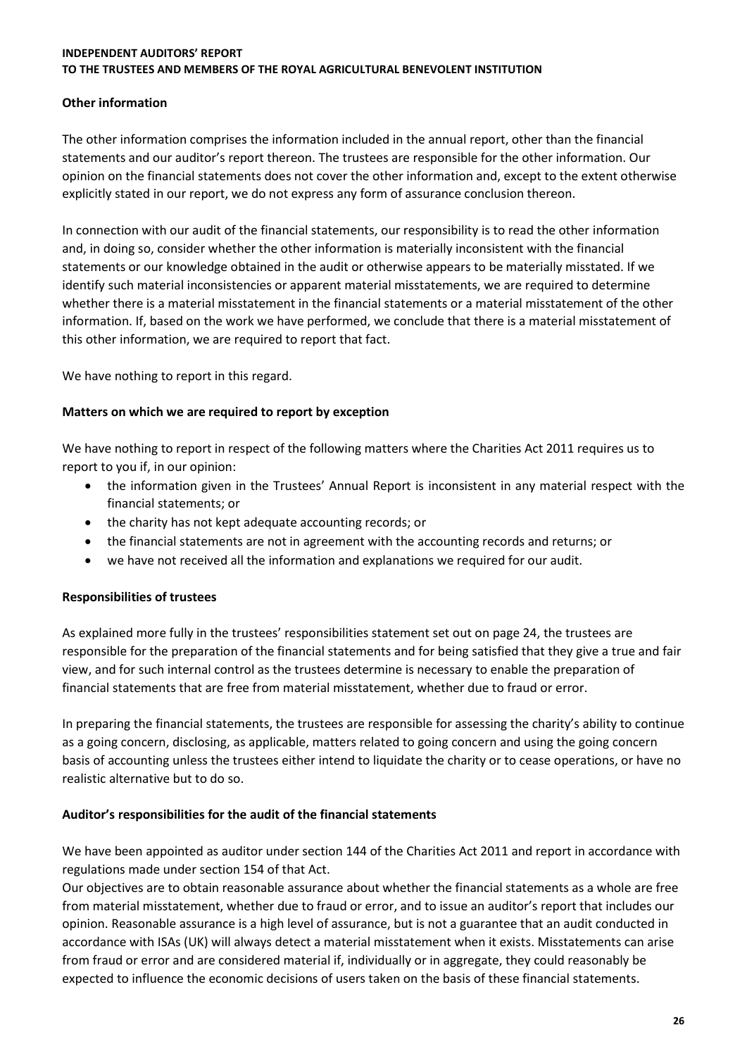**INDEPENDENT AUDITORS' REPORT**
**TO THE TRUSTEES AND MEMBERS OF THE ROYAL AGRICULTURAL BENEVOLENT INSTITUTION**

## Other information

The other information comprises the information included in the annual report, other than the financial statements and our auditor's report thereon. The trustees are responsible for the other information. Our opinion on the financial statements does not cover the other information and, except to the extent otherwise explicitly stated in our report, we do not express any form of assurance conclusion thereon.

In connection with our audit of the financial statements, our responsibility is to read the other information and, in doing so, consider whether the other information is materially inconsistent with the financial statements or our knowledge obtained in the audit or otherwise appears to be materially misstated. If we identify such material inconsistencies or apparent material misstatements, we are required to determine whether there is a material misstatement in the financial statements or a material misstatement of the other information. If, based on the work we have performed, we conclude that there is a material misstatement of this other information, we are required to report that fact.

We have nothing to report in this regard.

## Matters on which we are required to report by exception

We have nothing to report in respect of the following matters where the Charities Act 2011 requires us to report to you if, in our opinion:

- the information given in the Trustees' Annual Report is inconsistent in any material respect with the financial statements; or
- the charity has not kept adequate accounting records; or
- the financial statements are not in agreement with the accounting records and returns; or
- we have not received all the information and explanations we required for our audit.

## Responsibilities of trustees

As explained more fully in the trustees' responsibilities statement set out on page 24, the trustees are responsible for the preparation of the financial statements and for being satisfied that they give a true and fair view, and for such internal control as the trustees determine is necessary to enable the preparation of financial statements that are free from material misstatement, whether due to fraud or error.

In preparing the financial statements, the trustees are responsible for assessing the charity's ability to continue as a going concern, disclosing, as applicable, matters related to going concern and using the going concern basis of accounting unless the trustees either intend to liquidate the charity or to cease operations, or have no realistic alternative but to do so.

## Auditor's responsibilities for the audit of the financial statements

We have been appointed as auditor under section 144 of the Charities Act 2011 and report in accordance with regulations made under section 154 of that Act.
Our objectives are to obtain reasonable assurance about whether the financial statements as a whole are free from material misstatement, whether due to fraud or error, and to issue an auditor's report that includes our opinion. Reasonable assurance is a high level of assurance, but is not a guarantee that an audit conducted in accordance with ISAs (UK) will always detect a material misstatement when it exists. Misstatements can arise from fraud or error and are considered material if, individually or in aggregate, they could reasonably be expected to influence the economic decisions of users taken on the basis of these financial statements.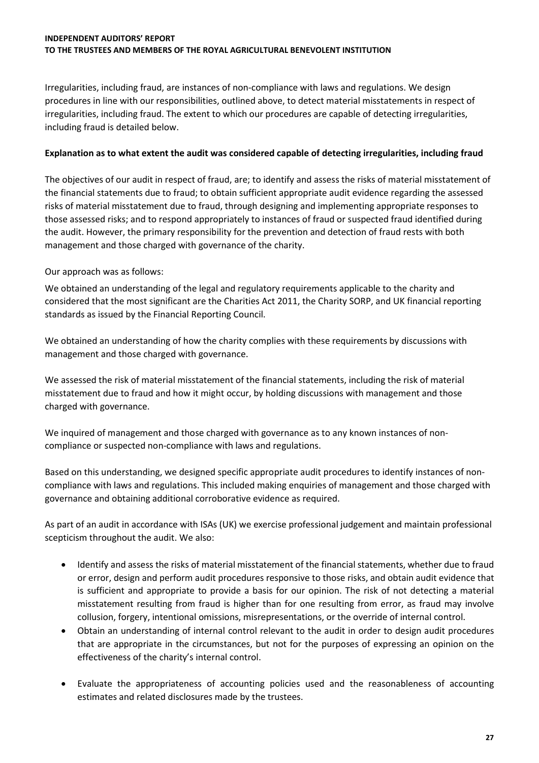Irregularities, including fraud, are instances of non-compliance with laws and regulations. We design procedures in line with our responsibilities, outlined above, to detect material misstatements in respect of irregularities, including fraud. The extent to which our procedures are capable of detecting irregularities, including fraud is detailed below.

**Explanation as to what extent the audit was considered capable of detecting irregularities, including fraud**

The objectives of our audit in respect of fraud, are; to identify and assess the risks of material misstatement of the financial statements due to fraud; to obtain sufficient appropriate audit evidence regarding the assessed risks of material misstatement due to fraud, through designing and implementing appropriate responses to those assessed risks; and to respond appropriately to instances of fraud or suspected fraud identified during the audit. However, the primary responsibility for the prevention and detection of fraud rests with both management and those charged with governance of the charity.

Our approach was as follows:

We obtained an understanding of the legal and regulatory requirements applicable to the charity and considered that the most significant are the Charities Act 2011, the Charity SORP, and UK financial reporting standards as issued by the Financial Reporting Council.

We obtained an understanding of how the charity complies with these requirements by discussions with management and those charged with governance.

We assessed the risk of material misstatement of the financial statements, including the risk of material misstatement due to fraud and how it might occur, by holding discussions with management and those charged with governance.

We inquired of management and those charged with governance as to any known instances of non-compliance or suspected non-compliance with laws and regulations.

Based on this understanding, we designed specific appropriate audit procedures to identify instances of non-compliance with laws and regulations. This included making enquiries of management and those charged with governance and obtaining additional corroborative evidence as required.

As part of an audit in accordance with ISAs (UK) we exercise professional judgement and maintain professional scepticism throughout the audit. We also:

- Identify and assess the risks of material misstatement of the financial statements, whether due to fraud or error, design and perform audit procedures responsive to those risks, and obtain audit evidence that is sufficient and appropriate to provide a basis for our opinion. The risk of not detecting a material misstatement resulting from fraud is higher than for one resulting from error, as fraud may involve collusion, forgery, intentional omissions, misrepresentations, or the override of internal control.
- Obtain an understanding of internal control relevant to the audit in order to design audit procedures that are appropriate in the circumstances, but not for the purposes of expressing an opinion on the effectiveness of the charity's internal control.
- Evaluate the appropriateness of accounting policies used and the reasonableness of accounting estimates and related disclosures made by the trustees.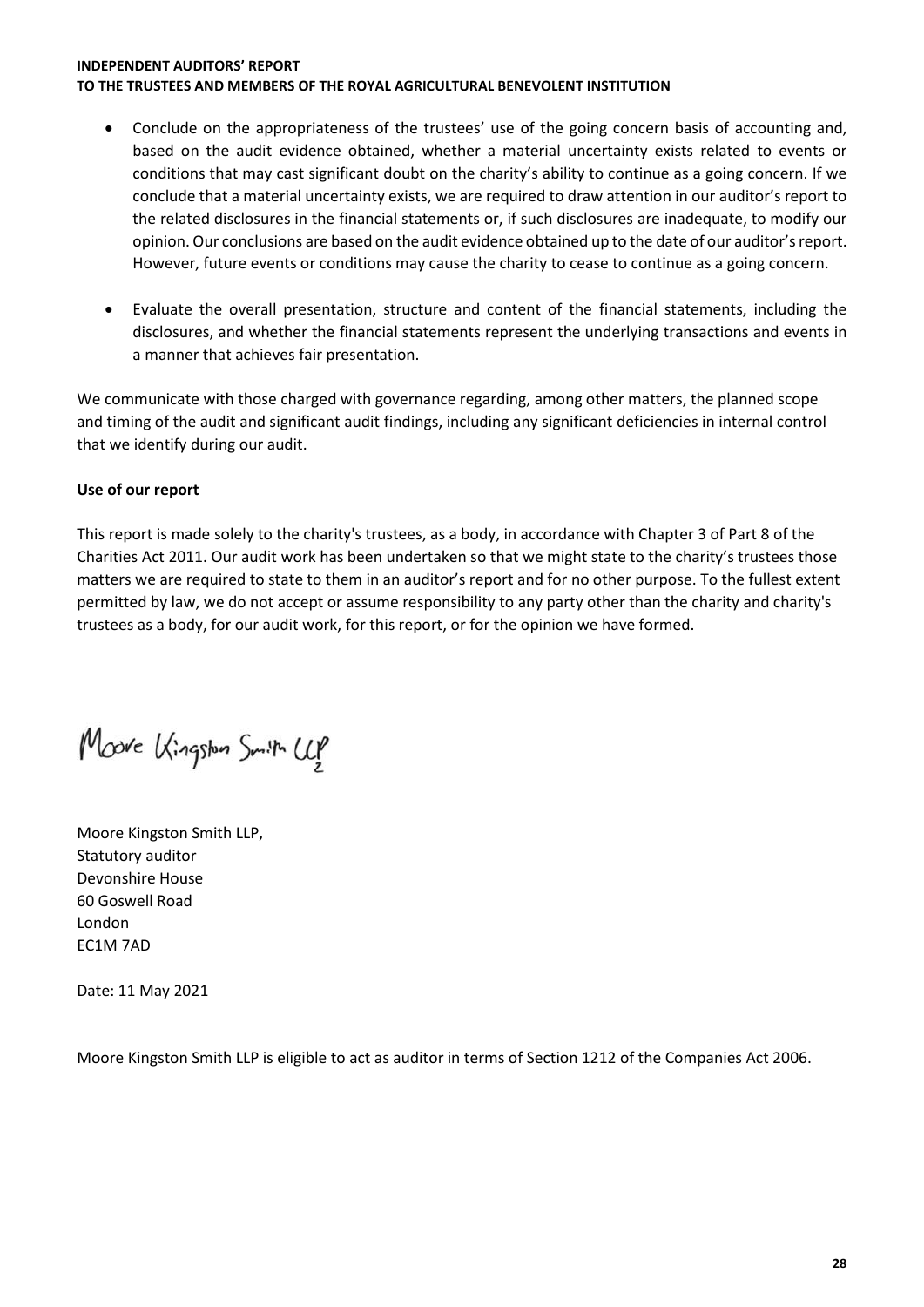- Conclude on the appropriateness of the trustees' use of the going concern basis of accounting and, based on the audit evidence obtained, whether a material uncertainty exists related to events or conditions that may cast significant doubt on the charity's ability to continue as a going concern. If we conclude that a material uncertainty exists, we are required to draw attention in our auditor's report to the related disclosures in the financial statements or, if such disclosures are inadequate, to modify our opinion. Our conclusions are based on the audit evidence obtained up to the date of our auditor's report. However, future events or conditions may cause the charity to cease to continue as a going concern.

- Evaluate the overall presentation, structure and content of the financial statements, including the disclosures, and whether the financial statements represent the underlying transactions and events in a manner that achieves fair presentation.

We communicate with those charged with governance regarding, among other matters, the planned scope and timing of the audit and significant audit findings, including any significant deficiencies in internal control that we identify during our audit.

**Use of our report**

This report is made solely to the charity's trustees, as a body, in accordance with Chapter 3 of Part 8 of the Charities Act 2011. Our audit work has been undertaken so that we might state to the charity's trustees those matters we are required to state to them in an auditor's report and for no other purpose. To the fullest extent permitted by law, we do not accept or assume responsibility to any party other than the charity and charity's trustees as a body, for our audit work, for this report, or for the opinion we have formed.

Moore Kingston Smith LLP

Moore Kingston Smith LLP,
Statutory auditor
Devonshire House
60 Goswell Road
London
EC1M 7AD

Date: 11 May 2021

Moore Kingston Smith LLP is eligible to act as auditor in terms of Section 1212 of the Companies Act 2006.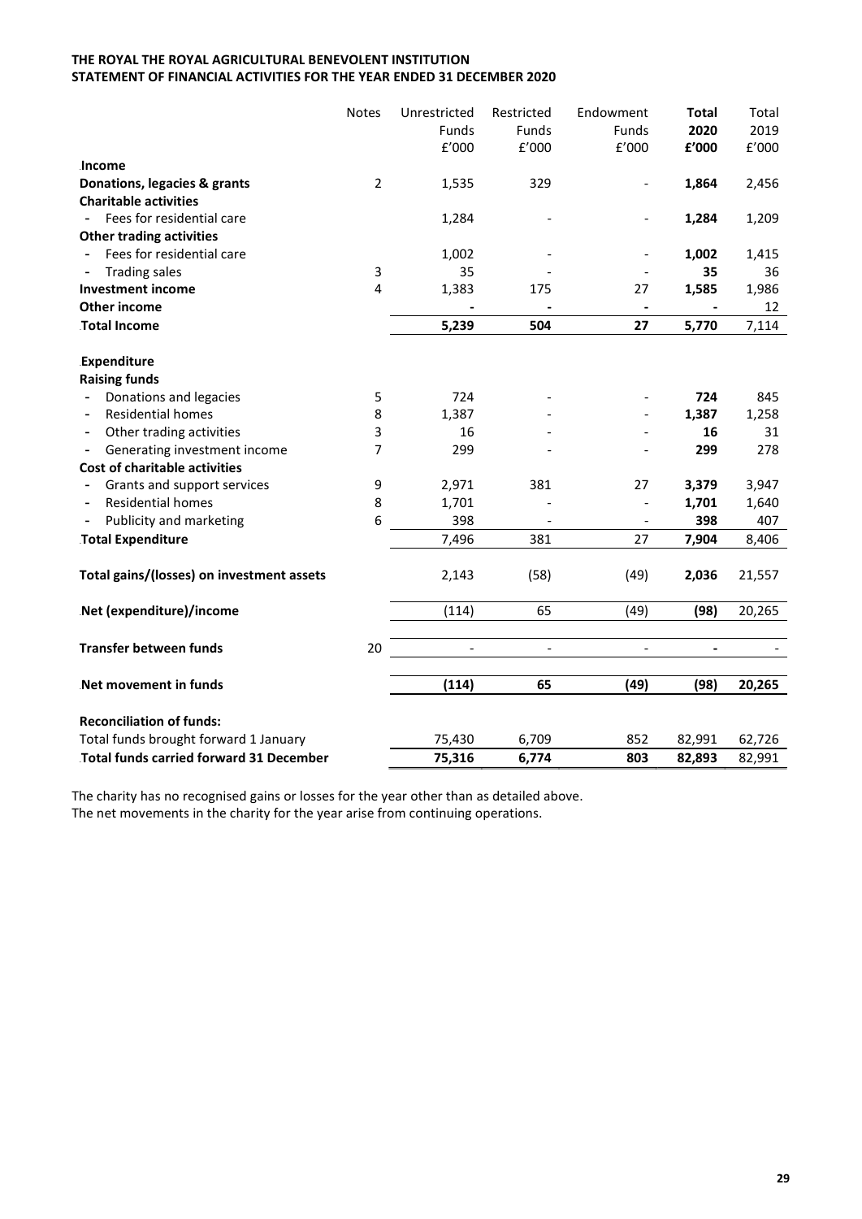**THE ROYAL THE ROYAL AGRICULTURAL BENEVOLENT INSTITUTION**
**STATEMENT OF FINANCIAL ACTIVITIES FOR THE YEAR ENDED 31 DECEMBER 2020**

| | Notes | Unrestricted Funds £'000 | Restricted Funds £'000 | Endowment Funds £'000 | **Total 2020 £'000** | Total 2019 £'000 |
|---|---|---|---|---|---|---|
| **Income** | | | | | | |
| **Donations, legacies & grants** | 2 | 1,535 | 329 | - | **1,864** | 2,456 |
| **Charitable activities** | | | | | | |
| - Fees for residential care | | 1,284 | - | - | **1,284** | 1,209 |
| **Other trading activities** | | | | | | |
| - Fees for residential care | | 1,002 | - | - | **1,002** | 1,415 |
| - Trading sales | 3 | 35 | - | - | **35** | 36 |
| **Investment income** | 4 | 1,383 | 175 | 27 | **1,585** | 1,986 |
| **Other income** | | - | - | - | - | 12 |
| **Total Income** | | **5,239** | **504** | **27** | **5,770** | 7,114 |
| | | | | | | |
| **Expenditure** | | | | | | |
| **Raising funds** | | | | | | |
| - Donations and legacies | 5 | 724 | - | - | **724** | 845 |
| - Residential homes | 8 | 1,387 | - | - | **1,387** | 1,258 |
| - Other trading activities | 3 | 16 | - | - | **16** | 31 |
| - Generating investment income | 7 | 299 | - | - | **299** | 278 |
| **Cost of charitable activities** | | | | | | |
| - Grants and support services | 9 | 2,971 | 381 | 27 | **3,379** | 3,947 |
| - Residential homes | 8 | 1,701 | - | - | **1,701** | 1,640 |
| - Publicity and marketing | 6 | 398 | - | - | **398** | 407 |
| **Total Expenditure** | | 7,496 | 381 | 27 | **7,904** | 8,406 |
| | | | | | | |
| **Total gains/(losses) on investment assets** | | 2,143 | (58) | (49) | **2,036** | 21,557 |
| | | | | | | |
| **Net (expenditure)/income** | | (114) | 65 | (49) | **(98)** | 20,265 |
| | | | | | | |
| **Transfer between funds** | 20 | - | - | - | **-** | - |
| | | | | | | |
| **Net movement in funds** | | **(114)** | **65** | **(49)** | **(98)** | **20,265** |
| | | | | | | |
| **Reconciliation of funds:** | | | | | | |
| Total funds brought forward 1 January | | 75,430 | 6,709 | 852 | 82,991 | 62,726 |
| **Total funds carried forward 31 December** | | **75,316** | **6,774** | **803** | **82,893** | 82,991 |

The charity has no recognised gains or losses for the year other than as detailed above.
The net movements in the charity for the year arise from continuing operations.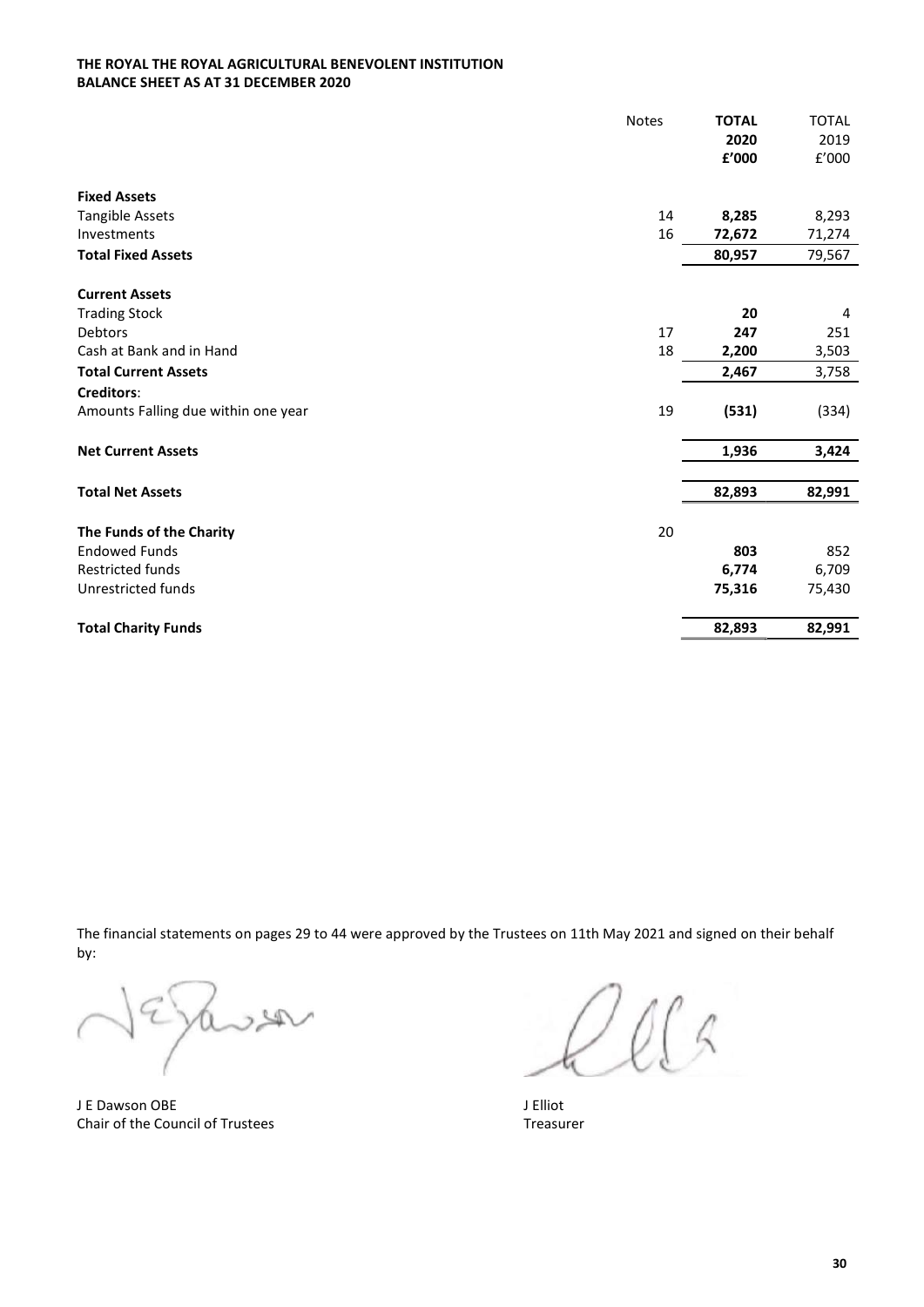**THE ROYAL THE ROYAL AGRICULTURAL BENEVOLENT INSTITUTION**
**BALANCE SHEET AS AT 31 DECEMBER 2020**

| | Notes | **TOTAL 2020 £'000** | TOTAL 2019 £'000 |
|---|---|---|---|
| **Fixed Assets** | | | |
| Tangible Assets | 14 | **8,285** | 8,293 |
| Investments | 16 | **72,672** | 71,274 |
| **Total Fixed Assets** | | **80,957** | 79,567 |
| **Current Assets** | | | |
| Trading Stock | | **20** | 4 |
| Debtors | 17 | **247** | 251 |
| Cash at Bank and in Hand | 18 | **2,200** | 3,503 |
| **Total Current Assets** | | **2,467** | 3,758 |
| **Creditors**: | | | |
| Amounts Falling due within one year | 19 | **(531)** | (334) |
| **Net Current Assets** | | **1,936** | **3,424** |
| **Total Net Assets** | | **82,893** | **82,991** |
| **The Funds of the Charity** | 20 | | |
| Endowed Funds | | **803** | 852 |
| Restricted funds | | **6,774** | 6,709 |
| Unrestricted funds | | **75,316** | 75,430 |
| **Total Charity Funds** | | **82,893** | **82,991** |

The financial statements on pages 29 to 44 were approved by the Trustees on 11th May 2021 and signed on their behalf by:

J E Dawson OBE
Chair of the Council of Trustees

J Elliot
Treasurer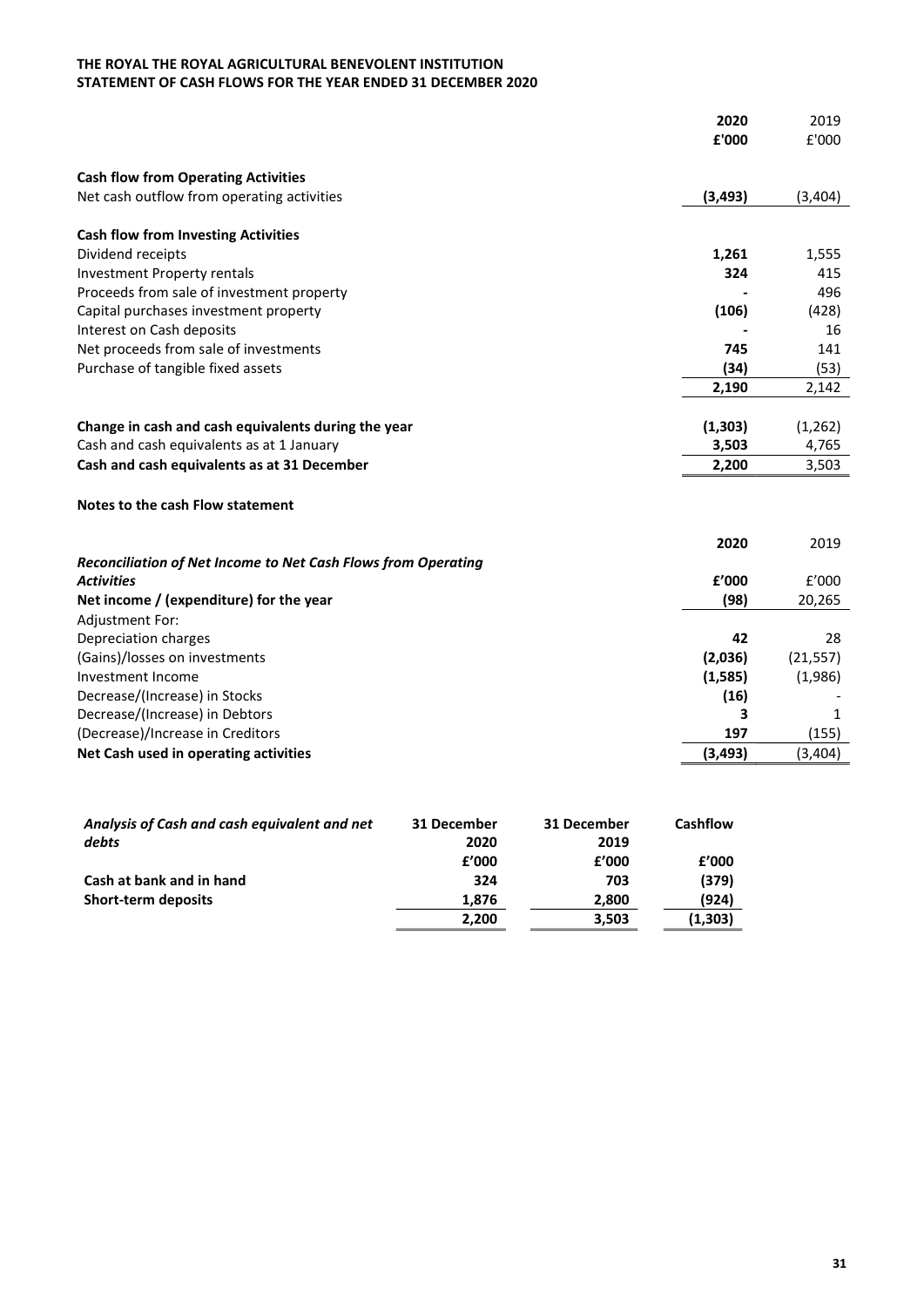**THE ROYAL THE ROYAL AGRICULTURAL BENEVOLENT INSTITUTION**
**STATEMENT OF CASH FLOWS FOR THE YEAR ENDED 31 DECEMBER 2020**

| | 2020 | 2019 |
|---|---|---|
| | £'000 | £'000 |
| **Cash flow from Operating Activities** | | |
| Net cash outflow from operating activities | (3,493) | (3,404) |
| **Cash flow from Investing Activities** | | |
| Dividend receipts | 1,261 | 1,555 |
| Investment Property rentals | 324 | 415 |
| Proceeds from sale of investment property | - | 496 |
| Capital purchases investment property | (106) | (428) |
| Interest on Cash deposits | - | 16 |
| Net proceeds from sale of investments | 745 | 141 |
| Purchase of tangible fixed assets | (34) | (53) |
| | 2,190 | 2,142 |
| **Change in cash and cash equivalents during the year** | (1,303) | (1,262) |
| Cash and cash equivalents as at 1 January | 3,503 | 4,765 |
| **Cash and cash equivalents as at 31 December** | 2,200 | 3,503 |

**Notes to the cash Flow statement**

| | 2020 | 2019 |
|---|---|---|
| ***Reconciliation of Net Income to Net Cash Flows from Operating Activities*** | £'000 | £'000 |
| **Net income / (expenditure) for the year** | (98) | 20,265 |
| Adjustment For: | | |
| Depreciation charges | 42 | 28 |
| (Gains)/losses on investments | (2,036) | (21,557) |
| Investment Income | (1,585) | (1,986) |
| Decrease/(Increase) in Stocks | (16) | - |
| Decrease/(Increase) in Debtors | 3 | 1 |
| (Decrease)/Increase in Creditors | 197 | (155) |
| **Net Cash used in operating activities** | (3,493) | (3,404) |

| ***Analysis of Cash and cash equivalent and net debts*** | 31 December 2020 | 31 December 2019 | Cashflow |
|---|---|---|---|
| | £'000 | £'000 | £'000 |
| **Cash at bank and in hand** | 324 | 703 | (379) |
| **Short-term deposits** | 1,876 | 2,800 | (924) |
| | 2,200 | 3,503 | (1,303) |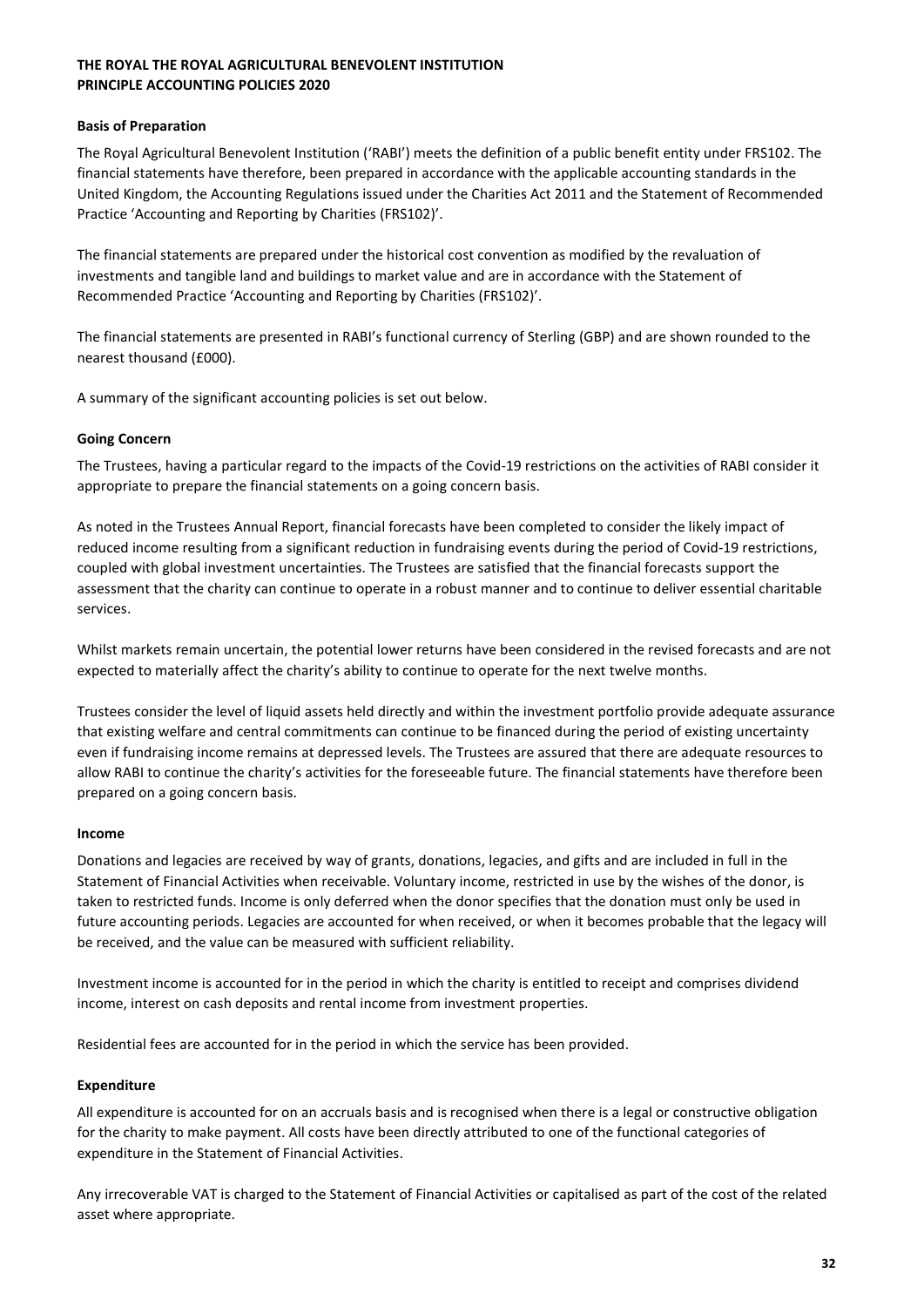**THE ROYAL THE ROYAL AGRICULTURAL BENEVOLENT INSTITUTION**
**PRINCIPLE ACCOUNTING POLICIES 2020**

### Basis of Preparation

The Royal Agricultural Benevolent Institution ('RABI') meets the definition of a public benefit entity under FRS102. The financial statements have therefore, been prepared in accordance with the applicable accounting standards in the United Kingdom, the Accounting Regulations issued under the Charities Act 2011 and the Statement of Recommended Practice 'Accounting and Reporting by Charities (FRS102)'.

The financial statements are prepared under the historical cost convention as modified by the revaluation of investments and tangible land and buildings to market value and are in accordance with the Statement of Recommended Practice 'Accounting and Reporting by Charities (FRS102)'.

The financial statements are presented in RABI's functional currency of Sterling (GBP) and are shown rounded to the nearest thousand (£000).

A summary of the significant accounting policies is set out below.

### Going Concern

The Trustees, having a particular regard to the impacts of the Covid-19 restrictions on the activities of RABI consider it appropriate to prepare the financial statements on a going concern basis.

As noted in the Trustees Annual Report, financial forecasts have been completed to consider the likely impact of reduced income resulting from a significant reduction in fundraising events during the period of Covid-19 restrictions, coupled with global investment uncertainties. The Trustees are satisfied that the financial forecasts support the assessment that the charity can continue to operate in a robust manner and to continue to deliver essential charitable services.

Whilst markets remain uncertain, the potential lower returns have been considered in the revised forecasts and are not expected to materially affect the charity's ability to continue to operate for the next twelve months.

Trustees consider the level of liquid assets held directly and within the investment portfolio provide adequate assurance that existing welfare and central commitments can continue to be financed during the period of existing uncertainty even if fundraising income remains at depressed levels. The Trustees are assured that there are adequate resources to allow RABI to continue the charity's activities for the foreseeable future. The financial statements have therefore been prepared on a going concern basis.

### Income

Donations and legacies are received by way of grants, donations, legacies, and gifts and are included in full in the Statement of Financial Activities when receivable. Voluntary income, restricted in use by the wishes of the donor, is taken to restricted funds. Income is only deferred when the donor specifies that the donation must only be used in future accounting periods. Legacies are accounted for when received, or when it becomes probable that the legacy will be received, and the value can be measured with sufficient reliability.

Investment income is accounted for in the period in which the charity is entitled to receipt and comprises dividend income, interest on cash deposits and rental income from investment properties.

Residential fees are accounted for in the period in which the service has been provided.

### Expenditure

All expenditure is accounted for on an accruals basis and is recognised when there is a legal or constructive obligation for the charity to make payment. All costs have been directly attributed to one of the functional categories of expenditure in the Statement of Financial Activities.

Any irrecoverable VAT is charged to the Statement of Financial Activities or capitalised as part of the cost of the related asset where appropriate.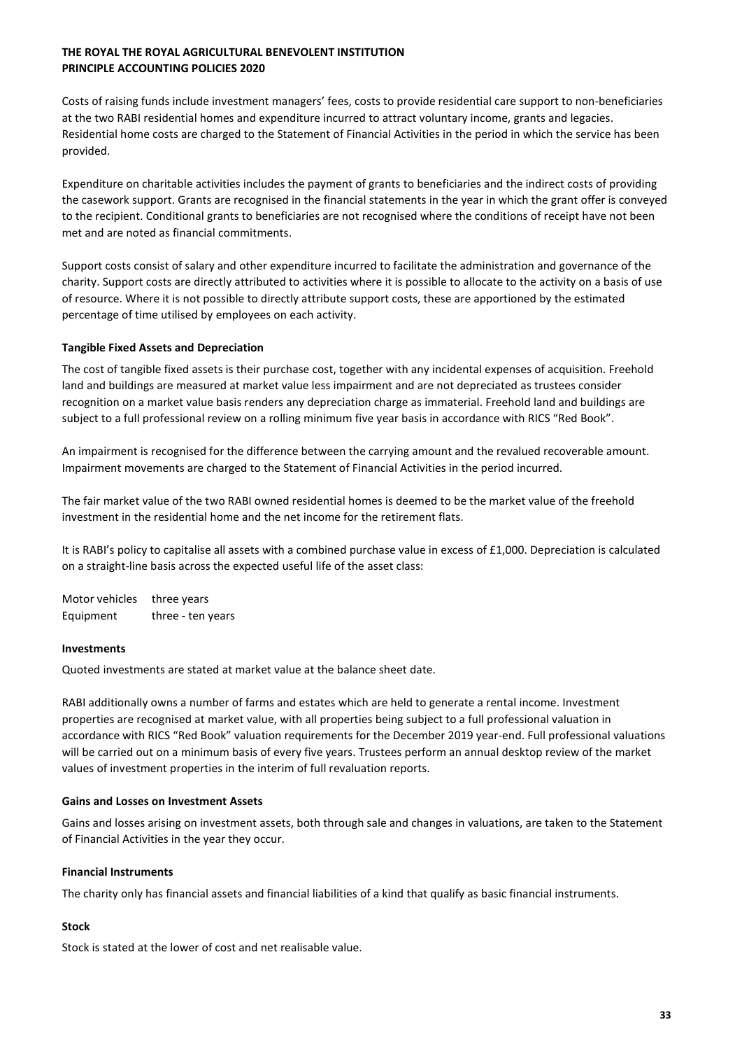Costs of raising funds include investment managers' fees, costs to provide residential care support to non-beneficiaries at the two RABI residential homes and expenditure incurred to attract voluntary income, grants and legacies. Residential home costs are charged to the Statement of Financial Activities in the period in which the service has been provided.

Expenditure on charitable activities includes the payment of grants to beneficiaries and the indirect costs of providing the casework support. Grants are recognised in the financial statements in the year in which the grant offer is conveyed to the recipient. Conditional grants to beneficiaries are not recognised where the conditions of receipt have not been met and are noted as financial commitments.

Support costs consist of salary and other expenditure incurred to facilitate the administration and governance of the charity. Support costs are directly attributed to activities where it is possible to allocate to the activity on a basis of use of resource. Where it is not possible to directly attribute support costs, these are apportioned by the estimated percentage of time utilised by employees on each activity.

**Tangible Fixed Assets and Depreciation**

The cost of tangible fixed assets is their purchase cost, together with any incidental expenses of acquisition. Freehold land and buildings are measured at market value less impairment and are not depreciated as trustees consider recognition on a market value basis renders any depreciation charge as immaterial. Freehold land and buildings are subject to a full professional review on a rolling minimum five year basis in accordance with RICS "Red Book".

An impairment is recognised for the difference between the carrying amount and the revalued recoverable amount. Impairment movements are charged to the Statement of Financial Activities in the period incurred.

The fair market value of the two RABI owned residential homes is deemed to be the market value of the freehold investment in the residential home and the net income for the retirement flats.

It is RABI's policy to capitalise all assets with a combined purchase value in excess of £1,000. Depreciation is calculated on a straight-line basis across the expected useful life of the asset class:

| | |
|---|---|
| Motor vehicles | three years |
| Equipment | three - ten years |

**Investments**

Quoted investments are stated at market value at the balance sheet date.

RABI additionally owns a number of farms and estates which are held to generate a rental income. Investment properties are recognised at market value, with all properties being subject to a full professional valuation in accordance with RICS "Red Book" valuation requirements for the December 2019 year-end. Full professional valuations will be carried out on a minimum basis of every five years. Trustees perform an annual desktop review of the market values of investment properties in the interim of full revaluation reports.

**Gains and Losses on Investment Assets**

Gains and losses arising on investment assets, both through sale and changes in valuations, are taken to the Statement of Financial Activities in the year they occur.

**Financial Instruments**

The charity only has financial assets and financial liabilities of a kind that qualify as basic financial instruments.

**Stock**

Stock is stated at the lower of cost and net realisable value.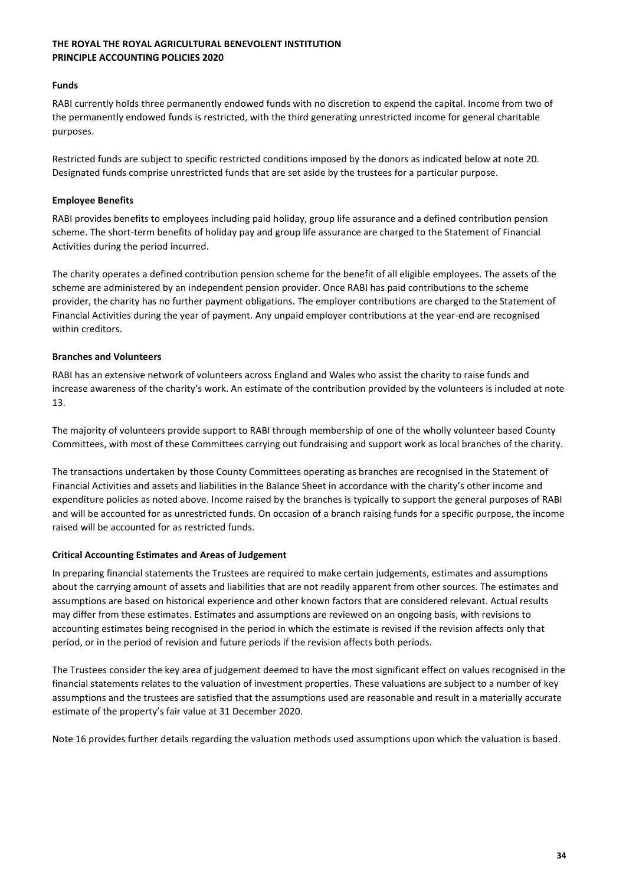### Funds

RABI currently holds three permanently endowed funds with no discretion to expend the capital. Income from two of the permanently endowed funds is restricted, with the third generating unrestricted income for general charitable purposes.

Restricted funds are subject to specific restricted conditions imposed by the donors as indicated below at note 20. Designated funds comprise unrestricted funds that are set aside by the trustees for a particular purpose.

### Employee Benefits

RABI provides benefits to employees including paid holiday, group life assurance and a defined contribution pension scheme. The short-term benefits of holiday pay and group life assurance are charged to the Statement of Financial Activities during the period incurred.

The charity operates a defined contribution pension scheme for the benefit of all eligible employees. The assets of the scheme are administered by an independent pension provider. Once RABI has paid contributions to the scheme provider, the charity has no further payment obligations. The employer contributions are charged to the Statement of Financial Activities during the year of payment. Any unpaid employer contributions at the year-end are recognised within creditors.

### Branches and Volunteers

RABI has an extensive network of volunteers across England and Wales who assist the charity to raise funds and increase awareness of the charity's work. An estimate of the contribution provided by the volunteers is included at note 13.

The majority of volunteers provide support to RABI through membership of one of the wholly volunteer based County Committees, with most of these Committees carrying out fundraising and support work as local branches of the charity.

The transactions undertaken by those County Committees operating as branches are recognised in the Statement of Financial Activities and assets and liabilities in the Balance Sheet in accordance with the charity's other income and expenditure policies as noted above. Income raised by the branches is typically to support the general purposes of RABI and will be accounted for as unrestricted funds. On occasion of a branch raising funds for a specific purpose, the income raised will be accounted for as restricted funds.

### Critical Accounting Estimates and Areas of Judgement

In preparing financial statements the Trustees are required to make certain judgements, estimates and assumptions about the carrying amount of assets and liabilities that are not readily apparent from other sources. The estimates and assumptions are based on historical experience and other known factors that are considered relevant. Actual results may differ from these estimates. Estimates and assumptions are reviewed on an ongoing basis, with revisions to accounting estimates being recognised in the period in which the estimate is revised if the revision affects only that period, or in the period of revision and future periods if the revision affects both periods.

The Trustees consider the key area of judgement deemed to have the most significant effect on values recognised in the financial statements relates to the valuation of investment properties. These valuations are subject to a number of key assumptions and the trustees are satisfied that the assumptions used are reasonable and result in a materially accurate estimate of the property's fair value at 31 December 2020.

Note 16 provides further details regarding the valuation methods used assumptions upon which the valuation is based.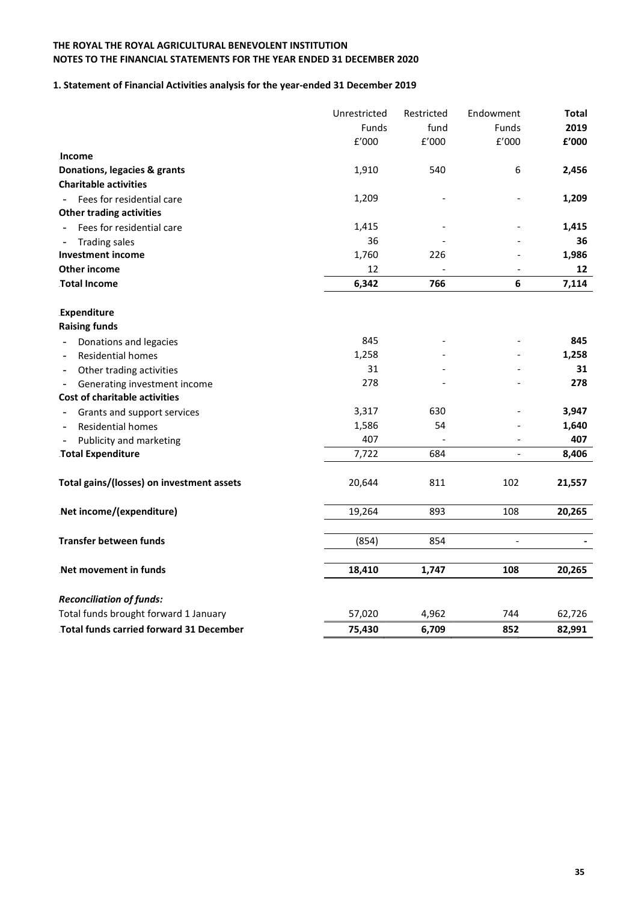**THE ROYAL THE ROYAL AGRICULTURAL BENEVOLENT INSTITUTION**
**NOTES TO THE FINANCIAL STATEMENTS FOR THE YEAR ENDED 31 DECEMBER 2020**

**1. Statement of Financial Activities analysis for the year-ended 31 December 2019**

| | Unrestricted Funds £'000 | Restricted fund £'000 | Endowment Funds £'000 | **Total 2019 £'000** |
|---|---|---|---|---|
| **Income** | | | | |
| **Donations, legacies & grants** | 1,910 | 540 | 6 | **2,456** |
| **Charitable activities** | | | | |
| - Fees for residential care | 1,209 | - | - | **1,209** |
| **Other trading activities** | | | | |
| - Fees for residential care | 1,415 | - | - | **1,415** |
| - Trading sales | 36 | - | - | **36** |
| **Investment income** | 1,760 | 226 | - | **1,986** |
| **Other income** | 12 | - | - | **12** |
| **Total Income** | **6,342** | **766** | **6** | **7,114** |
| | | | | |
| **Expenditure** | | | | |
| **Raising funds** | | | | |
| - Donations and legacies | 845 | - | - | **845** |
| - Residential homes | 1,258 | - | - | **1,258** |
| - Other trading activities | 31 | - | - | **31** |
| - Generating investment income | 278 | - | - | **278** |
| **Cost of charitable activities** | | | | |
| - Grants and support services | 3,317 | 630 | - | **3,947** |
| - Residential homes | 1,586 | 54 | - | **1,640** |
| - Publicity and marketing | 407 | - | - | **407** |
| **Total Expenditure** | 7,722 | 684 | - | **8,406** |
| | | | | |
| **Total gains/(losses) on investment assets** | 20,644 | 811 | 102 | **21,557** |
| | | | | |
| **Net income/(expenditure)** | 19,264 | 893 | 108 | **20,265** |
| | | | | |
| **Transfer between funds** | (854) | 854 | - | **-** |
| | | | | |
| **Net movement in funds** | **18,410** | **1,747** | **108** | **20,265** |
| | | | | |
| ***Reconciliation of funds:*** | | | | |
| Total funds brought forward 1 January | 57,020 | 4,962 | 744 | 62,726 |
| **Total funds carried forward 31 December** | **75,430** | **6,709** | **852** | **82,991** |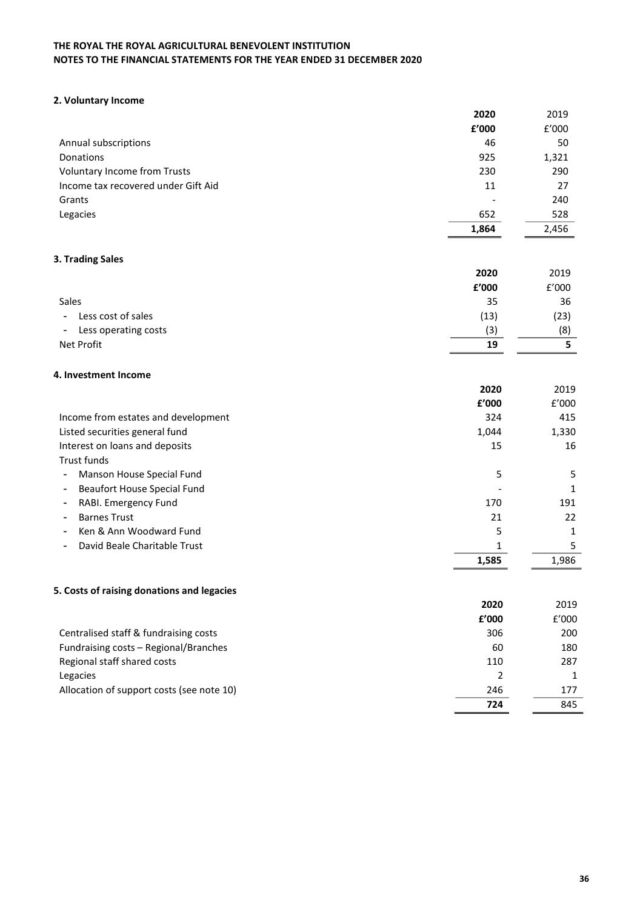**THE ROYAL THE ROYAL AGRICULTURAL BENEVOLENT INSTITUTION**
**NOTES TO THE FINANCIAL STATEMENTS FOR THE YEAR ENDED 31 DECEMBER 2020**

## 2. Voluntary Income

| | **2020** | 2019 |
|---|---|---|
| | **£'000** | £'000 |
| Annual subscriptions | 46 | 50 |
| Donations | 925 | 1,321 |
| Voluntary Income from Trusts | 230 | 290 |
| Income tax recovered under Gift Aid | 11 | 27 |
| Grants | - | 240 |
| Legacies | 652 | 528 |
| | **1,864** | 2,456 |

## 3. Trading Sales

| | **2020** | 2019 |
|---|---|---|
| | **£'000** | £'000 |
| Sales | 35 | 36 |
| - Less cost of sales | (13) | (23) |
| - Less operating costs | (3) | (8) |
| Net Profit | **19** | **5** |

## 4. Investment Income

| | **2020** | 2019 |
|---|---|---|
| | **£'000** | £'000 |
| Income from estates and development | 324 | 415 |
| Listed securities general fund | 1,044 | 1,330 |
| Interest on loans and deposits | 15 | 16 |
| Trust funds | | |
| - Manson House Special Fund | 5 | 5 |
| - Beaufort House Special Fund | - | 1 |
| - RABI. Emergency Fund | 170 | 191 |
| - Barnes Trust | 21 | 22 |
| - Ken & Ann Woodward Fund | 5 | 1 |
| - David Beale Charitable Trust | 1 | 5 |
| | **1,585** | 1,986 |

## 5. Costs of raising donations and legacies

| | **2020** | 2019 |
|---|---|---|
| | **£'000** | £'000 |
| Centralised staff & fundraising costs | 306 | 200 |
| Fundraising costs – Regional/Branches | 60 | 180 |
| Regional staff shared costs | 110 | 287 |
| Legacies | 2 | 1 |
| Allocation of support costs (see note 10) | 246 | 177 |
| | **724** | 845 |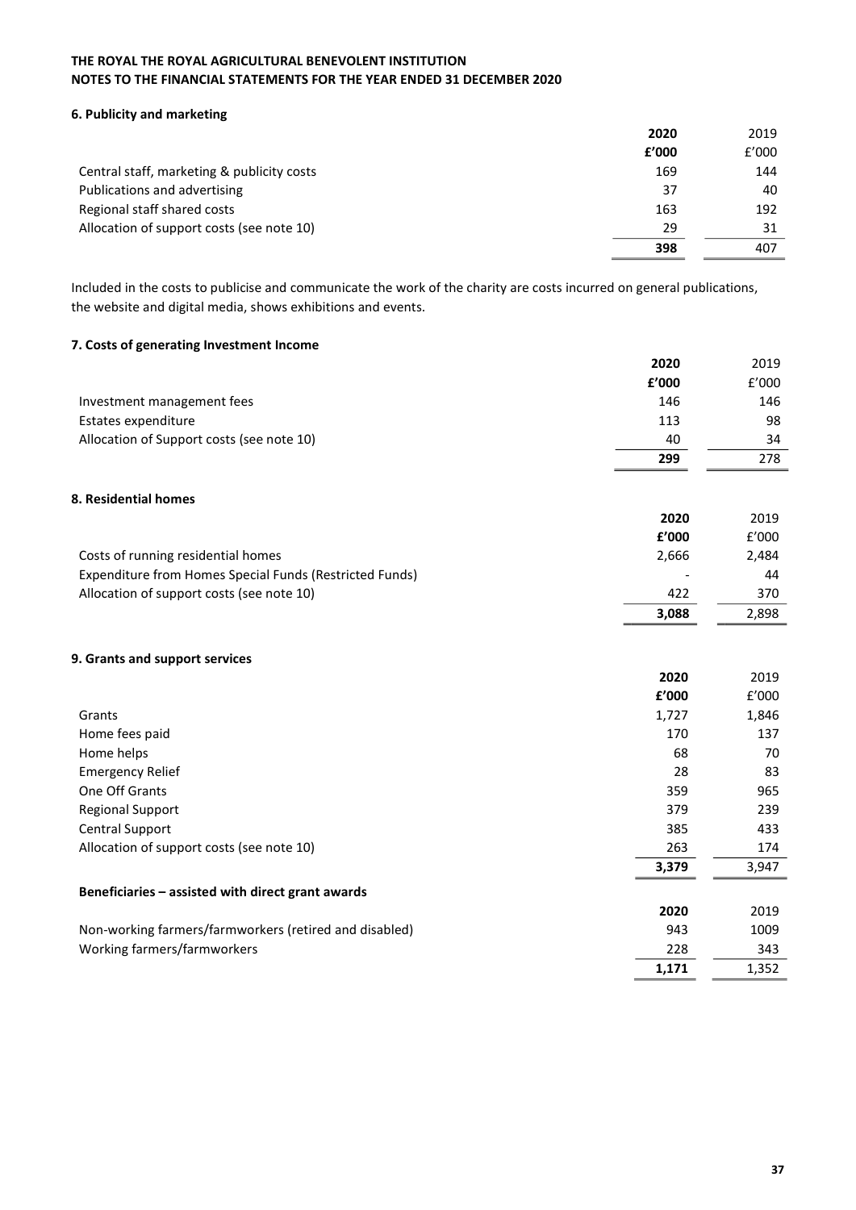# THE ROYAL THE ROYAL AGRICULTURAL BENEVOLENT INSTITUTION
## NOTES TO THE FINANCIAL STATEMENTS FOR THE YEAR ENDED 31 DECEMBER 2020

### 6. Publicity and marketing

| | 2020 | 2019 |
|---|---|---|
| | £'000 | £'000 |
| Central staff, marketing & publicity costs | 169 | 144 |
| Publications and advertising | 37 | 40 |
| Regional staff shared costs | 163 | 192 |
| Allocation of support costs (see note 10) | 29 | 31 |
| | **398** | 407 |

Included in the costs to publicise and communicate the work of the charity are costs incurred on general publications, the website and digital media, shows exhibitions and events.

### 7. Costs of generating Investment Income

| | 2020 | 2019 |
|---|---|---|
| | £'000 | £'000 |
| Investment management fees | 146 | 146 |
| Estates expenditure | 113 | 98 |
| Allocation of Support costs (see note 10) | 40 | 34 |
| | **299** | 278 |

### 8. Residential homes

| | 2020 | 2019 |
|---|---|---|
| | £'000 | £'000 |
| Costs of running residential homes | 2,666 | 2,484 |
| Expenditure from Homes Special Funds (Restricted Funds) | - | 44 |
| Allocation of support costs (see note 10) | 422 | 370 |
| | **3,088** | 2,898 |

### 9. Grants and support services

| | 2020 | 2019 |
|---|---|---|
| | £'000 | £'000 |
| Grants | 1,727 | 1,846 |
| Home fees paid | 170 | 137 |
| Home helps | 68 | 70 |
| Emergency Relief | 28 | 83 |
| One Off Grants | 359 | 965 |
| Regional Support | 379 | 239 |
| Central Support | 385 | 433 |
| Allocation of support costs (see note 10) | 263 | 174 |
| | **3,379** | 3,947 |

**Beneficiaries – assisted with direct grant awards**

| | 2020 | 2019 |
|---|---|---|
| Non-working farmers/farmworkers (retired and disabled) | 943 | 1009 |
| Working farmers/farmworkers | 228 | 343 |
| | **1,171** | 1,352 |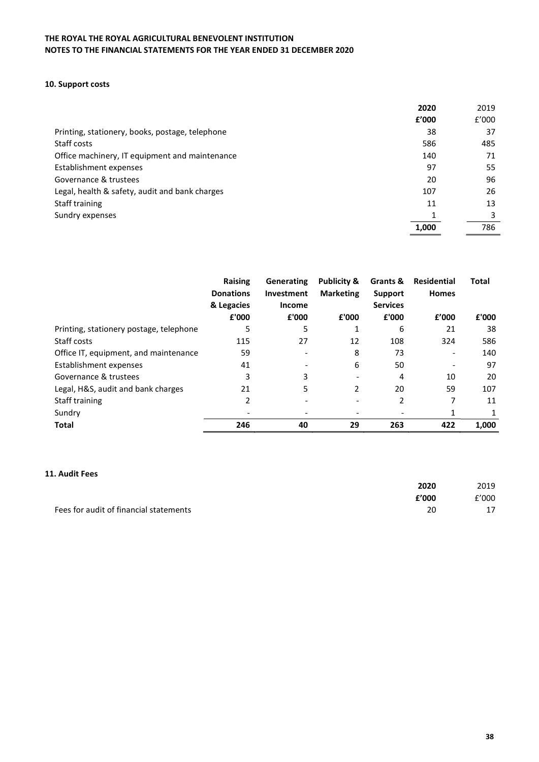THE ROYAL THE ROYAL AGRICULTURAL BENEVOLENT INSTITUTION
NOTES TO THE FINANCIAL STATEMENTS FOR THE YEAR ENDED 31 DECEMBER 2020

### 10. Support costs

| | 2020 | 2019 |
|---|---|---|
| | £'000 | £'000 |
| Printing, stationery, books, postage, telephone | 38 | 37 |
| Staff costs | 586 | 485 |
| Office machinery, IT equipment and maintenance | 140 | 71 |
| Establishment expenses | 97 | 55 |
| Governance & trustees | 20 | 96 |
| Legal, health & safety, audit and bank charges | 107 | 26 |
| Staff training | 11 | 13 |
| Sundry expenses | 1 | 3 |
| | **1,000** | 786 |

| | Raising Donations & Legacies | Generating Investment Income | Publicity & Marketing | Grants & Support Services | Residential Homes | Total |
|---|---|---|---|---|---|---|
| | £'000 | £'000 | £'000 | £'000 | £'000 | £'000 |
| Printing, stationery postage, telephone | 5 | 5 | 1 | 6 | 21 | 38 |
| Staff costs | 115 | 27 | 12 | 108 | 324 | 586 |
| Office IT, equipment, and maintenance | 59 | - | 8 | 73 | - | 140 |
| Establishment expenses | 41 | - | 6 | 50 | - | 97 |
| Governance & trustees | 3 | 3 | - | 4 | 10 | 20 |
| Legal, H&S, audit and bank charges | 21 | 5 | 2 | 20 | 59 | 107 |
| Staff training | 2 | - | - | 2 | 7 | 11 |
| Sundry | - | - | - | - | 1 | 1 |
| **Total** | **246** | **40** | **29** | **263** | **422** | **1,000** |

### 11. Audit Fees

| | 2020 | 2019 |
|---|---|---|
| | £'000 | £'000 |
| Fees for audit of financial statements | 20 | 17 |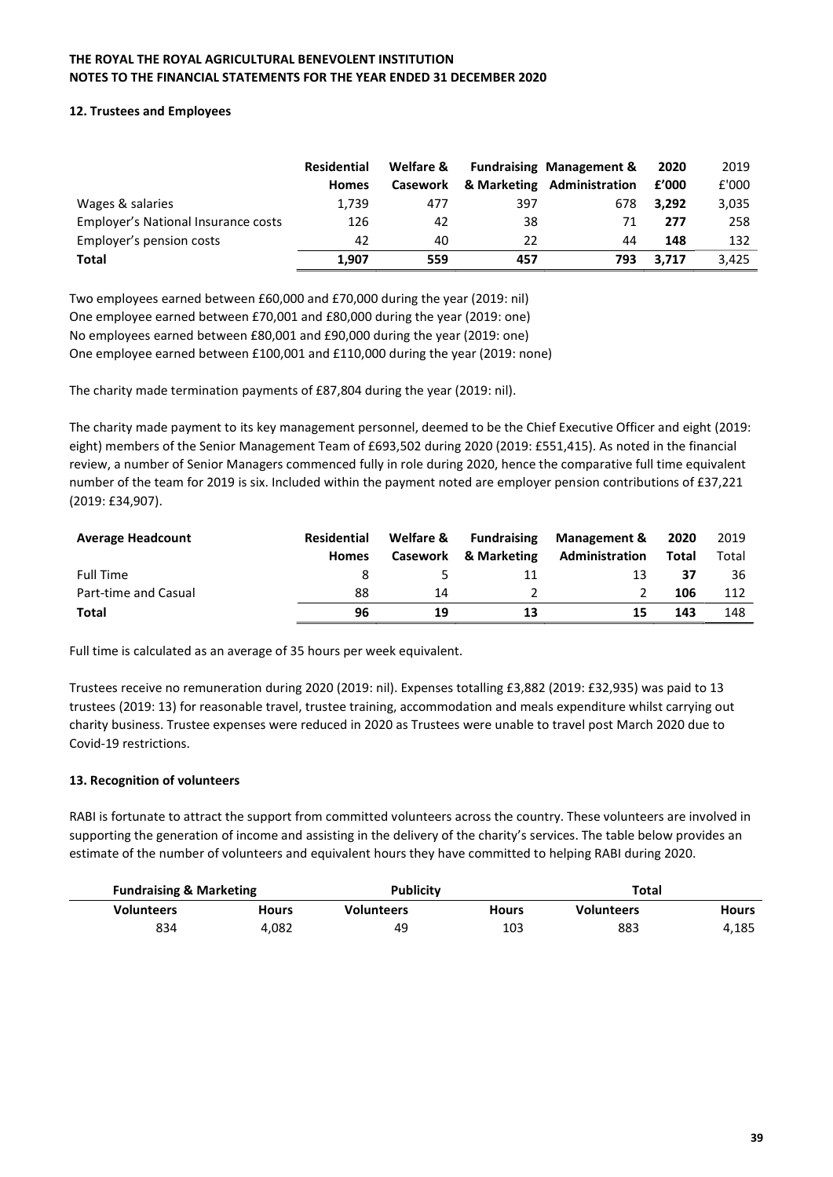**THE ROYAL THE ROYAL AGRICULTURAL BENEVOLENT INSTITUTION**
**NOTES TO THE FINANCIAL STATEMENTS FOR THE YEAR ENDED 31 DECEMBER 2020**

### 12. Trustees and Employees

| | **Residential Homes** | **Welfare & Casework** | **Fundraising & Marketing** | **Management & Administration** | **2020 £'000** | 2019 £'000 |
|---|---|---|---|---|---|---|
| Wages & salaries | 1,739 | 477 | 397 | 678 | **3,292** | 3,035 |
| Employer's National Insurance costs | 126 | 42 | 38 | 71 | **277** | 258 |
| Employer's pension costs | 42 | 40 | 22 | 44 | **148** | 132 |
| **Total** | **1,907** | **559** | **457** | **793** | **3,717** | 3,425 |

Two employees earned between £60,000 and £70,000 during the year (2019: nil)
One employee earned between £70,001 and £80,000 during the year (2019: one)
No employees earned between £80,001 and £90,000 during the year (2019: one)
One employee earned between £100,001 and £110,000 during the year (2019: none)

The charity made termination payments of £87,804 during the year (2019: nil).

The charity made payment to its key management personnel, deemed to be the Chief Executive Officer and eight (2019: eight) members of the Senior Management Team of £693,502 during 2020 (2019: £551,415). As noted in the financial review, a number of Senior Managers commenced fully in role during 2020, hence the comparative full time equivalent number of the team for 2019 is six. Included within the payment noted are employer pension contributions of £37,221 (2019: £34,907).

| **Average Headcount** | **Residential Homes** | **Welfare & Casework** | **Fundraising & Marketing** | **Management & Administration** | **2020 Total** | 2019 Total |
|---|---|---|---|---|---|---|
| Full Time | 8 | 5 | 11 | 13 | **37** | 36 |
| Part-time and Casual | 88 | 14 | 2 | 2 | **106** | 112 |
| **Total** | **96** | **19** | **13** | **15** | **143** | 148 |

Full time is calculated as an average of 35 hours per week equivalent.

Trustees receive no remuneration during 2020 (2019: nil). Expenses totalling £3,882 (2019: £32,935) was paid to 13 trustees (2019: 13) for reasonable travel, trustee training, accommodation and meals expenditure whilst carrying out charity business. Trustee expenses were reduced in 2020 as Trustees were unable to travel post March 2020 due to Covid-19 restrictions.

### 13. Recognition of volunteers

RABI is fortunate to attract the support from committed volunteers across the country. These volunteers are involved in supporting the generation of income and assisting in the delivery of the charity's services. The table below provides an estimate of the number of volunteers and equivalent hours they have committed to helping RABI during 2020.

| **Fundraising & Marketing** | | **Publicity** | | **Total** | |
|---|---|---|---|---|---|
| **Volunteers** | **Hours** | **Volunteers** | **Hours** | **Volunteers** | **Hours** |
| 834 | 4,082 | 49 | 103 | 883 | 4,185 |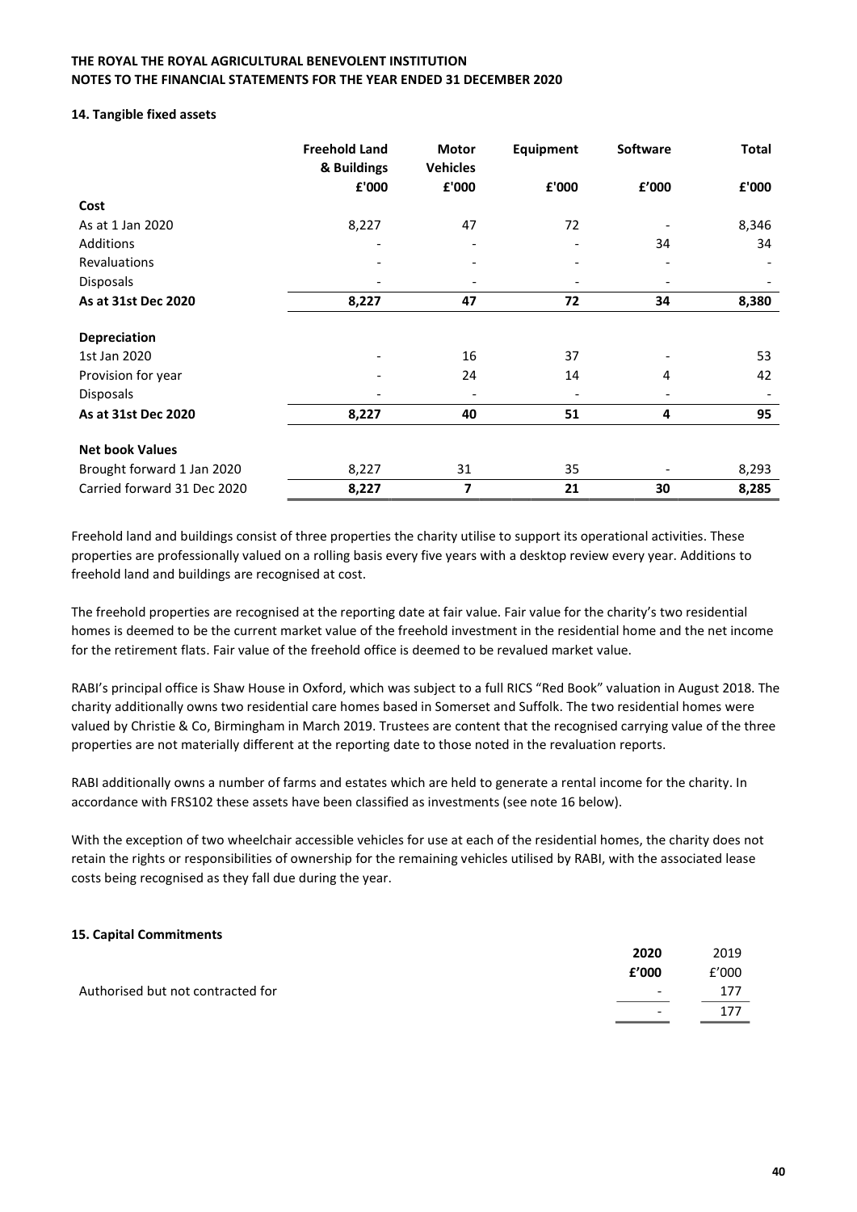**THE ROYAL THE ROYAL AGRICULTURAL BENEVOLENT INSTITUTION**
**NOTES TO THE FINANCIAL STATEMENTS FOR THE YEAR ENDED 31 DECEMBER 2020**

### 14. Tangible fixed assets

| | Freehold Land & Buildings | Motor Vehicles | Equipment | Software | Total |
|---|---|---|---|---|---|
| | £'000 | £'000 | £'000 | £'000 | £'000 |
| **Cost** | | | | | |
| As at 1 Jan 2020 | 8,227 | 47 | 72 | - | 8,346 |
| Additions | - | - | - | 34 | 34 |
| Revaluations | - | - | - | - | - |
| Disposals | - | - | - | - | - |
| **As at 31st Dec 2020** | **8,227** | **47** | **72** | **34** | **8,380** |
| **Depreciation** | | | | | |
| 1st Jan 2020 | - | 16 | 37 | - | 53 |
| Provision for year | - | 24 | 14 | 4 | 42 |
| Disposals | - | - | - | - | - |
| **As at 31st Dec 2020** | **8,227** | **40** | **51** | **4** | **95** |
| **Net book Values** | | | | | |
| Brought forward 1 Jan 2020 | 8,227 | 31 | 35 | - | 8,293 |
| Carried forward 31 Dec 2020 | **8,227** | **7** | **21** | **30** | **8,285** |

Freehold land and buildings consist of three properties the charity utilise to support its operational activities. These properties are professionally valued on a rolling basis every five years with a desktop review every year. Additions to freehold land and buildings are recognised at cost.

The freehold properties are recognised at the reporting date at fair value. Fair value for the charity's two residential homes is deemed to be the current market value of the freehold investment in the residential home and the net income for the retirement flats. Fair value of the freehold office is deemed to be revalued market value.

RABI's principal office is Shaw House in Oxford, which was subject to a full RICS "Red Book" valuation in August 2018. The charity additionally owns two residential care homes based in Somerset and Suffolk. The two residential homes were valued by Christie & Co, Birmingham in March 2019. Trustees are content that the recognised carrying value of the three properties are not materially different at the reporting date to those noted in the revaluation reports.

RABI additionally owns a number of farms and estates which are held to generate a rental income for the charity. In accordance with FRS102 these assets have been classified as investments (see note 16 below).

With the exception of two wheelchair accessible vehicles for use at each of the residential homes, the charity does not retain the rights or responsibilities of ownership for the remaining vehicles utilised by RABI, with the associated lease costs being recognised as they fall due during the year.

### 15. Capital Commitments

| | 2020 | 2019 |
|---|---|---|
| | £'000 | £'000 |
| Authorised but not contracted for | - | 177 |
| | - | 177 |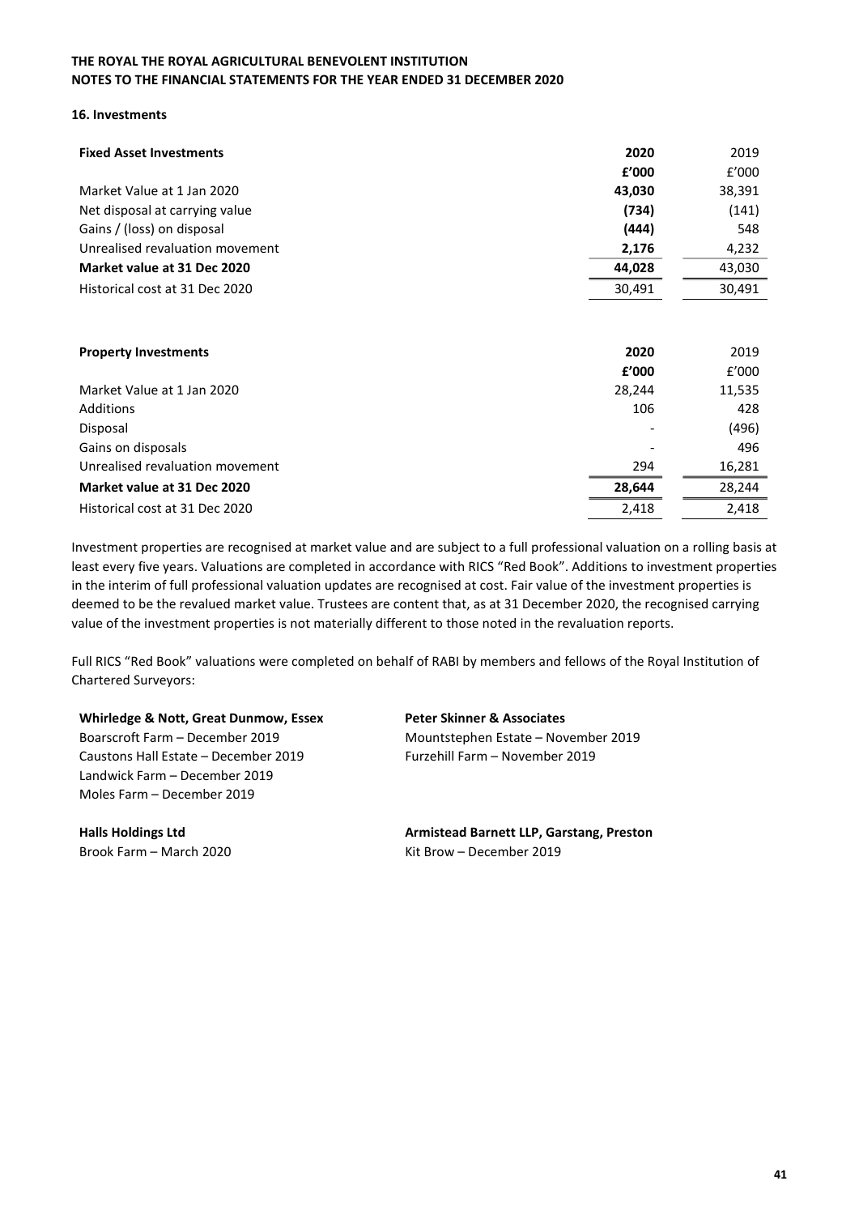**THE ROYAL THE ROYAL AGRICULTURAL BENEVOLENT INSTITUTION**
**NOTES TO THE FINANCIAL STATEMENTS FOR THE YEAR ENDED 31 DECEMBER 2020**

### 16. Investments

| **Fixed Asset Investments** | **2020** | 2019 |
|---|---|---|
| | **£'000** | £'000 |
| Market Value at 1 Jan 2020 | **43,030** | 38,391 |
| Net disposal at carrying value | **(734)** | (141) |
| Gains / (loss) on disposal | **(444)** | 548 |
| Unrealised revaluation movement | **2,176** | 4,232 |
| **Market value at 31 Dec 2020** | **44,028** | 43,030 |
| Historical cost at 31 Dec 2020 | 30,491 | 30,491 |

| **Property Investments** | **2020** | 2019 |
|---|---|---|
| | **£'000** | £'000 |
| Market Value at 1 Jan 2020 | 28,244 | 11,535 |
| Additions | 106 | 428 |
| Disposal | - | (496) |
| Gains on disposals | - | 496 |
| Unrealised revaluation movement | 294 | 16,281 |
| **Market value at 31 Dec 2020** | **28,644** | 28,244 |
| Historical cost at 31 Dec 2020 | 2,418 | 2,418 |

Investment properties are recognised at market value and are subject to a full professional valuation on a rolling basis at least every five years. Valuations are completed in accordance with RICS "Red Book". Additions to investment properties in the interim of full professional valuation updates are recognised at cost. Fair value of the investment properties is deemed to be the revalued market value. Trustees are content that, as at 31 December 2020, the recognised carrying value of the investment properties is not materially different to those noted in the revaluation reports.

Full RICS "Red Book" valuations were completed on behalf of RABI by members and fellows of the Royal Institution of Chartered Surveyors:

**Whirledge & Nott, Great Dunmow, Essex**
Boarscroft Farm – December 2019
Caustons Hall Estate – December 2019
Landwick Farm – December 2019
Moles Farm – December 2019

**Peter Skinner & Associates**
Mountstephen Estate – November 2019
Furzehill Farm – November 2019

**Halls Holdings Ltd**
Brook Farm – March 2020

**Armistead Barnett LLP, Garstang, Preston**
Kit Brow – December 2019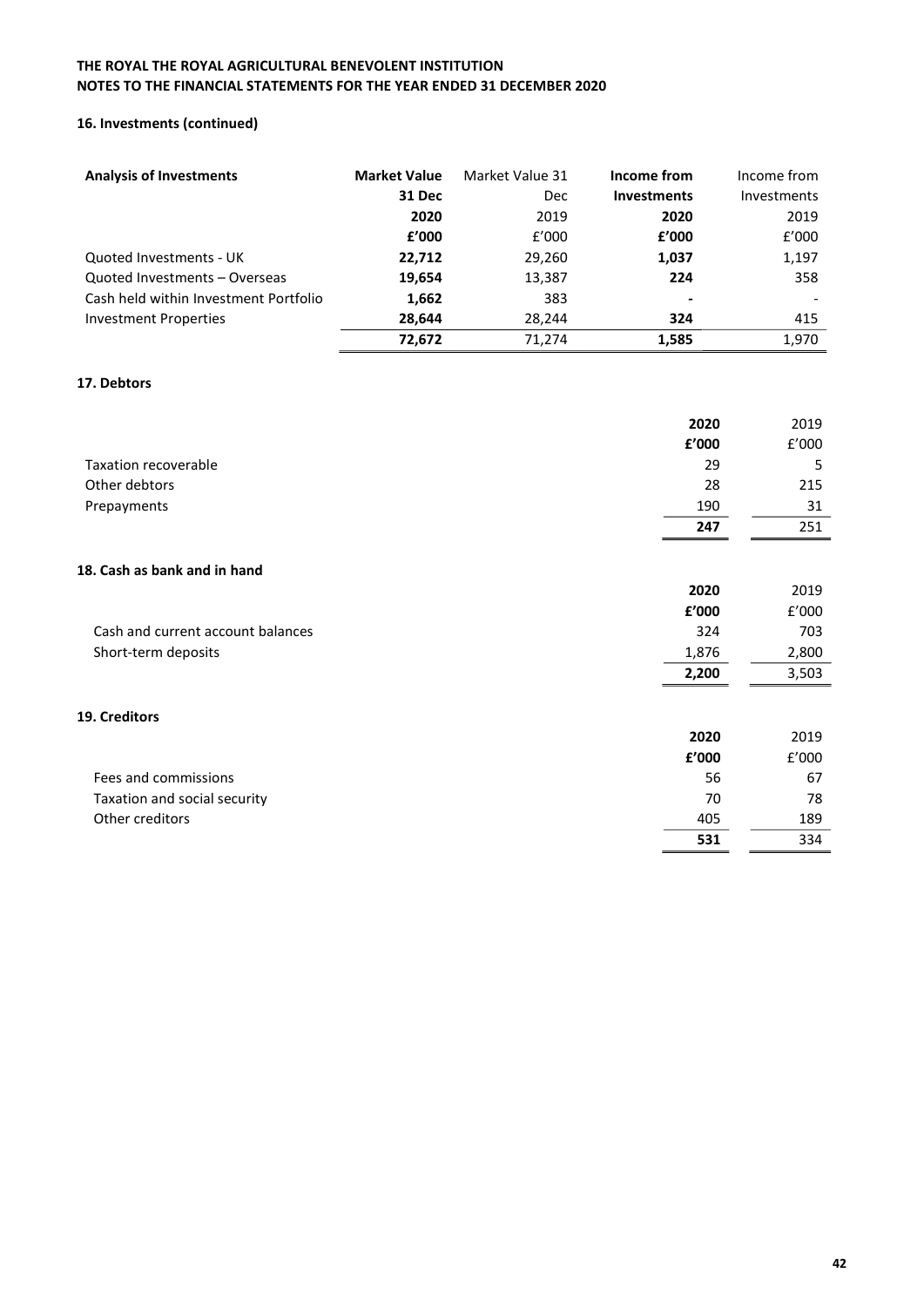**THE ROYAL THE ROYAL AGRICULTURAL BENEVOLENT INSTITUTION**
**NOTES TO THE FINANCIAL STATEMENTS FOR THE YEAR ENDED 31 DECEMBER 2020**

### 16. Investments (continued)

| Analysis of Investments | Market Value 31 Dec 2020 £'000 | Market Value 31 Dec 2019 £'000 | Income from Investments 2020 £'000 | Income from Investments 2019 £'000 |
|---|---|---|---|---|
| Quoted Investments - UK | 22,712 | 29,260 | 1,037 | 1,197 |
| Quoted Investments – Overseas | 19,654 | 13,387 | 224 | 358 |
| Cash held within Investment Portfolio | 1,662 | 383 | - | - |
| Investment Properties | 28,644 | 28,244 | 324 | 415 |
| | **72,672** | 71,274 | **1,585** | 1,970 |

### 17. Debtors

| | 2020 £'000 | 2019 £'000 |
|---|---|---|
| Taxation recoverable | 29 | 5 |
| Other debtors | 28 | 215 |
| Prepayments | 190 | 31 |
| | **247** | 251 |

### 18. Cash as bank and in hand

| | 2020 £'000 | 2019 £'000 |
|---|---|---|
| Cash and current account balances | 324 | 703 |
| Short-term deposits | 1,876 | 2,800 |
| | **2,200** | 3,503 |

### 19. Creditors

| | 2020 £'000 | 2019 £'000 |
|---|---|---|
| Fees and commissions | 56 | 67 |
| Taxation and social security | 70 | 78 |
| Other creditors | 405 | 189 |
| | **531** | 334 |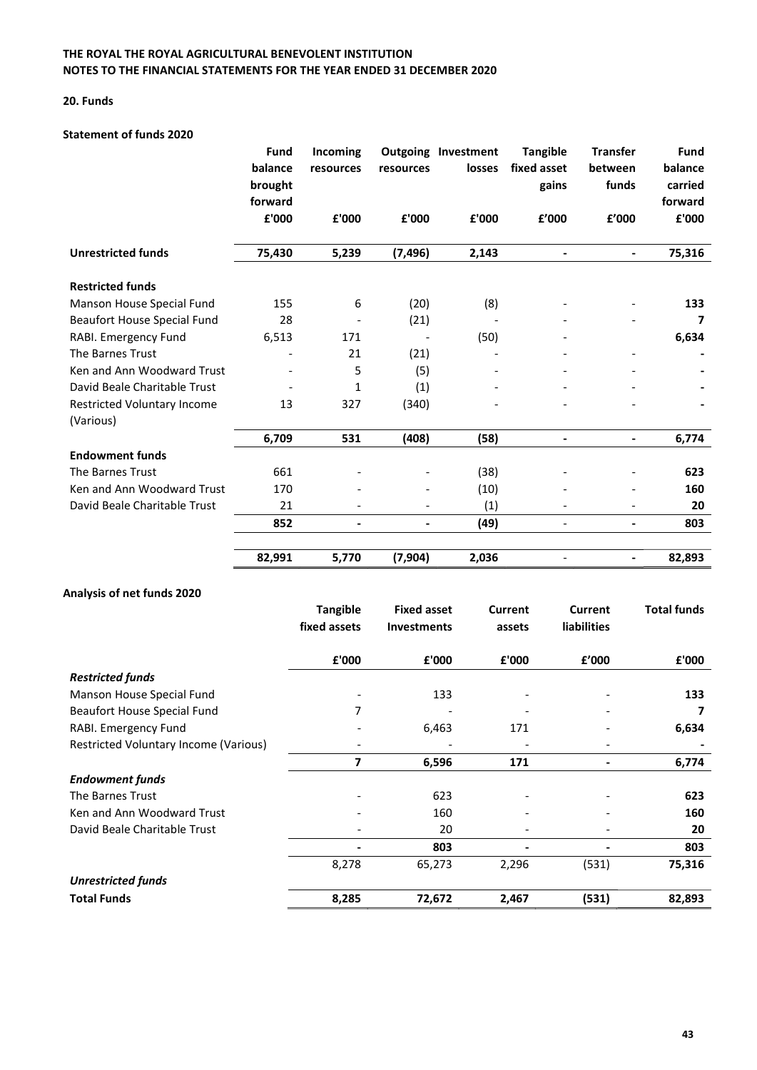**THE ROYAL THE ROYAL AGRICULTURAL BENEVOLENT INSTITUTION**
**NOTES TO THE FINANCIAL STATEMENTS FOR THE YEAR ENDED 31 DECEMBER 2020**

## 20. Funds

### Statement of funds 2020

| | Fund balance brought forward | Incoming resources | Outgoing resources | Investment losses | Tangible fixed asset gains | Transfer between funds | Fund balance carried forward |
|---|---|---|---|---|---|---|---|
| | £'000 | £'000 | £'000 | £'000 | £'000 | £'000 | £'000 |
| **Unrestricted funds** | **75,430** | **5,239** | **(7,496)** | **2,143** | **-** | **-** | **75,316** |
| **Restricted funds** | | | | | | | |
| Manson House Special Fund | 155 | 6 | (20) | (8) | - | - | **133** |
| Beaufort House Special Fund | 28 | - | (21) | - | - | - | **7** |
| RABI. Emergency Fund | 6,513 | 171 | - | (50) | - | - | **6,634** |
| The Barnes Trust | - | 21 | (21) | - | - | - | **-** |
| Ken and Ann Woodward Trust | - | 5 | (5) | - | - | - | **-** |
| David Beale Charitable Trust | - | 1 | (1) | - | - | - | **-** |
| Restricted Voluntary Income (Various) | 13 | 327 | (340) | - | - | - | **-** |
| | **6,709** | **531** | **(408)** | **(58)** | **-** | **-** | **6,774** |
| **Endowment funds** | | | | | | | |
| The Barnes Trust | 661 | - | - | (38) | - | - | **623** |
| Ken and Ann Woodward Trust | 170 | - | - | (10) | - | - | **160** |
| David Beale Charitable Trust | 21 | - | - | (1) | - | - | **20** |
| | **852** | **-** | **-** | **(49)** | - | **-** | **803** |
| | **82,991** | **5,770** | **(7,904)** | **2,036** | - | **-** | **82,893** |

### Analysis of net funds 2020

| | Tangible fixed assets | Fixed asset Investments | Current assets | Current liabilities | Total funds |
|---|---|---|---|---|---|
| | £'000 | £'000 | £'000 | £'000 | £'000 |
| ***Restricted funds*** | | | | | |
| Manson House Special Fund | - | 133 | - | - | **133** |
| Beaufort House Special Fund | 7 | - | - | - | **7** |
| RABI. Emergency Fund | - | 6,463 | 171 | - | **6,634** |
| Restricted Voluntary Income (Various) | - | - | - | - | **-** |
| | **7** | **6,596** | **171** | **-** | **6,774** |
| ***Endowment funds*** | | | | | |
| The Barnes Trust | - | 623 | - | - | **623** |
| Ken and Ann Woodward Trust | - | 160 | - | - | **160** |
| David Beale Charitable Trust | - | 20 | - | - | **20** |
| | **-** | **803** | **-** | **-** | **803** |
| ***Unrestricted funds*** | 8,278 | 65,273 | 2,296 | (531) | **75,316** |
| **Total Funds** | **8,285** | **72,672** | **2,467** | **(531)** | **82,893** |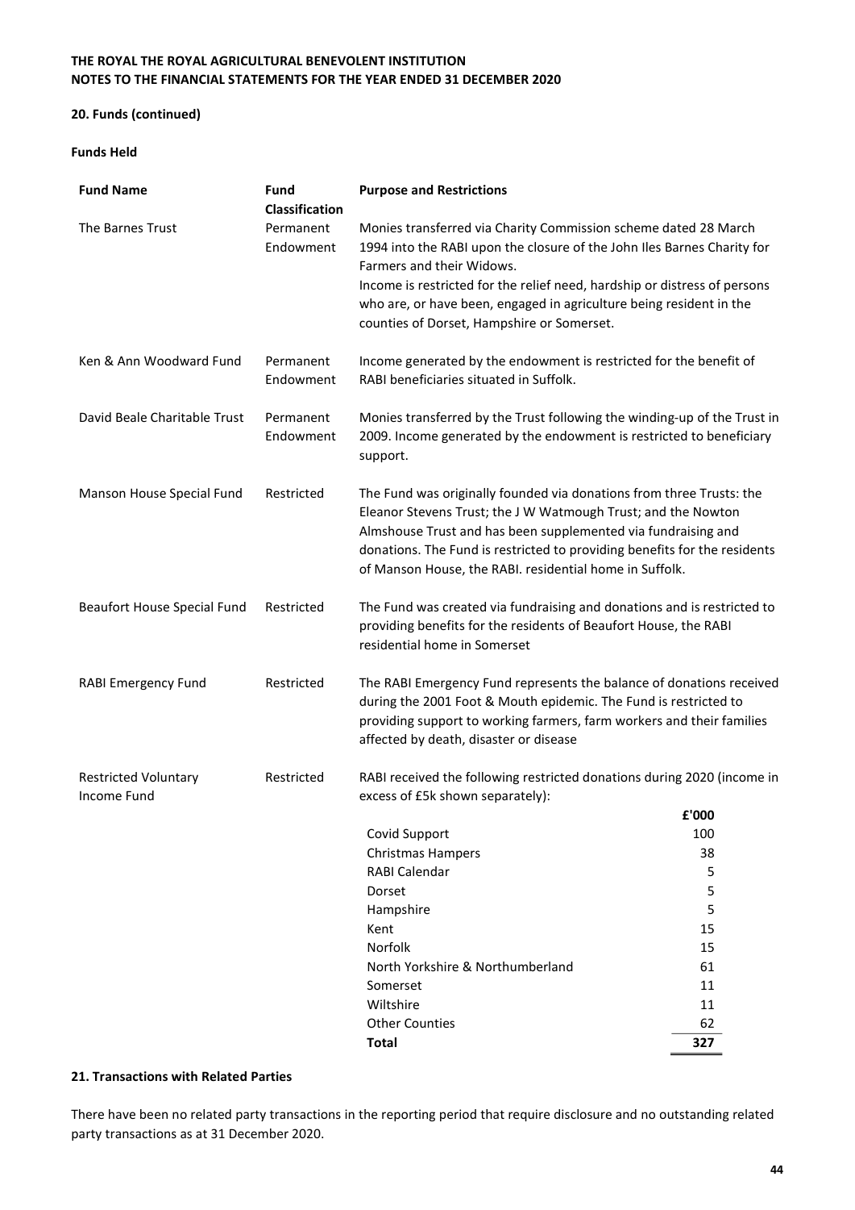**THE ROYAL THE ROYAL AGRICULTURAL BENEVOLENT INSTITUTION**
**NOTES TO THE FINANCIAL STATEMENTS FOR THE YEAR ENDED 31 DECEMBER 2020**

## 20. Funds (continued)

### Funds Held

| Fund Name | Fund Classification | Purpose and Restrictions |
|---|---|---|
| The Barnes Trust | Permanent Endowment | Monies transferred via Charity Commission scheme dated 28 March 1994 into the RABI upon the closure of the John Iles Barnes Charity for Farmers and their Widows. Income is restricted for the relief need, hardship or distress of persons who are, or have been, engaged in agriculture being resident in the counties of Dorset, Hampshire or Somerset. |
| Ken & Ann Woodward Fund | Permanent Endowment | Income generated by the endowment is restricted for the benefit of RABI beneficiaries situated in Suffolk. |
| David Beale Charitable Trust | Permanent Endowment | Monies transferred by the Trust following the winding-up of the Trust in 2009. Income generated by the endowment is restricted to beneficiary support. |
| Manson House Special Fund | Restricted | The Fund was originally founded via donations from three Trusts: the Eleanor Stevens Trust; the J W Watmough Trust; and the Nowton Almshouse Trust and has been supplemented via fundraising and donations. The Fund is restricted to providing benefits for the residents of Manson House, the RABI. residential home in Suffolk. |
| Beaufort House Special Fund | Restricted | The Fund was created via fundraising and donations and is restricted to providing benefits for the residents of Beaufort House, the RABI residential home in Somerset |
| RABI Emergency Fund | Restricted | The RABI Emergency Fund represents the balance of donations received during the 2001 Foot & Mouth epidemic. The Fund is restricted to providing support to working farmers, farm workers and their families affected by death, disaster or disease |
| Restricted Voluntary Income Fund | Restricted | RABI received the following restricted donations during 2020 (income in excess of £5k shown separately): |

| | £'000 |
|---|---|
| Covid Support | 100 |
| Christmas Hampers | 38 |
| RABI Calendar | 5 |
| Dorset | 5 |
| Hampshire | 5 |
| Kent | 15 |
| Norfolk | 15 |
| North Yorkshire & Northumberland | 61 |
| Somerset | 11 |
| Wiltshire | 11 |
| Other Counties | 62 |
| **Total** | **327** |

## 21. Transactions with Related Parties

There have been no related party transactions in the reporting period that require disclosure and no outstanding related party transactions as at 31 December 2020.